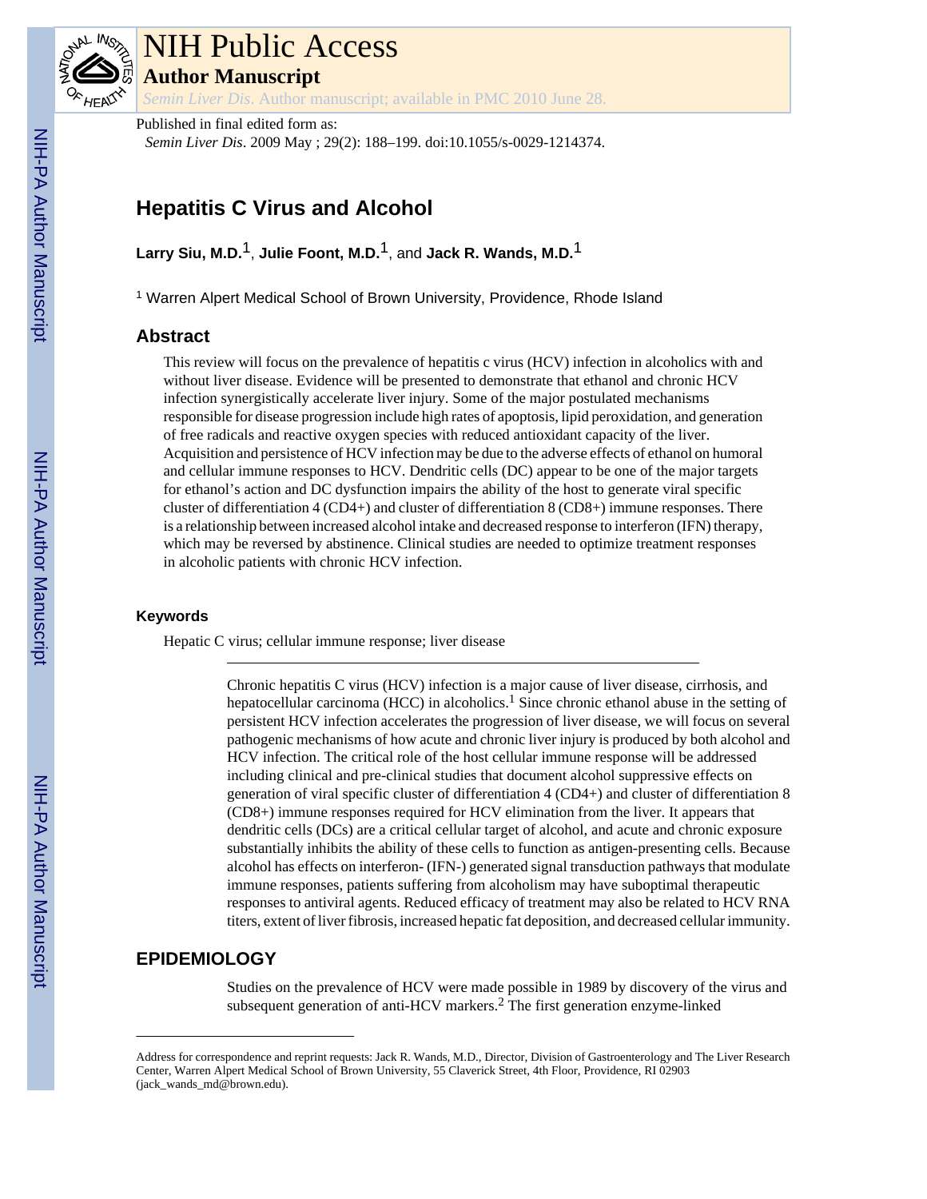Published in final edited form as:

*Semin Liver Dis*. 2009 May ; 29(2): 188–199. doi:10.1055/s-0029-1214374.

# Hepatitis C Virus and Alcohol

**Larry Siu, M.D.**[1], **Julie Foont, M.D.**[1], and **Jack R. Wands, M.D.**[1]

[1] Warren Alpert Medical School of Brown University, Providence, Rhode Island

## Abstract

This review will focus on the prevalence of hepatitis c virus (HCV) infection in alcoholics with and without liver disease. Evidence will be presented to demonstrate that ethanol and chronic HCV infection synergistically accelerate liver injury. Some of the major postulated mechanisms responsible for disease progression include high rates of apoptosis, lipid peroxidation, and generation of free radicals and reactive oxygen species with reduced antioxidant capacity of the liver. Acquisition and persistence of HCV infection may be due to the adverse effects of ethanol on humoral and cellular immune responses to HCV. Dendritic cells (DC) appear to be one of the major targets for ethanol's action and DC dysfunction impairs the ability of the host to generate viral specific cluster of differentiation 4 (CD4+) and cluster of differentiation 8 (CD8+) immune responses. There is a relationship between increased alcohol intake and decreased response to interferon (IFN) therapy, which may be reversed by abstinence. Clinical studies are needed to optimize treatment responses in alcoholic patients with chronic HCV infection.

### Keywords

Hepatic C virus; cellular immune response; liver disease

---

Chronic hepatitis C virus (HCV) infection is a major cause of liver disease, cirrhosis, and hepatocellular carcinoma (HCC) in alcoholics.[1] Since chronic ethanol abuse in the setting of persistent HCV infection accelerates the progression of liver disease, we will focus on several pathogenic mechanisms of how acute and chronic liver injury is produced by both alcohol and HCV infection. The critical role of the host cellular immune response will be addressed including clinical and pre-clinical studies that document alcohol suppressive effects on generation of viral specific cluster of differentiation 4 (CD4+) and cluster of differentiation 8 (CD8+) immune responses required for HCV elimination from the liver. It appears that dendritic cells (DCs) are a critical cellular target of alcohol, and acute and chronic exposure substantially inhibits the ability of these cells to function as antigen-presenting cells. Because alcohol has effects on interferon- (IFN-) generated signal transduction pathways that modulate immune responses, patients suffering from alcoholism may have suboptimal therapeutic responses to antiviral agents. Reduced efficacy of treatment may also be related to HCV RNA titers, extent of liver fibrosis, increased hepatic fat deposition, and decreased cellular immunity.

## EPIDEMIOLOGY

Studies on the prevalence of HCV were made possible in 1989 by discovery of the virus and subsequent generation of anti-HCV markers.[2] The first generation enzyme-linked

---

Address for correspondence and reprint requests: Jack R. Wands, M.D., Director, Division of Gastroenterology and The Liver Research Center, Warren Alpert Medical School of Brown University, 55 Claverick Street, 4th Floor, Providence, RI 02903 (jack_wands_md@brown.edu).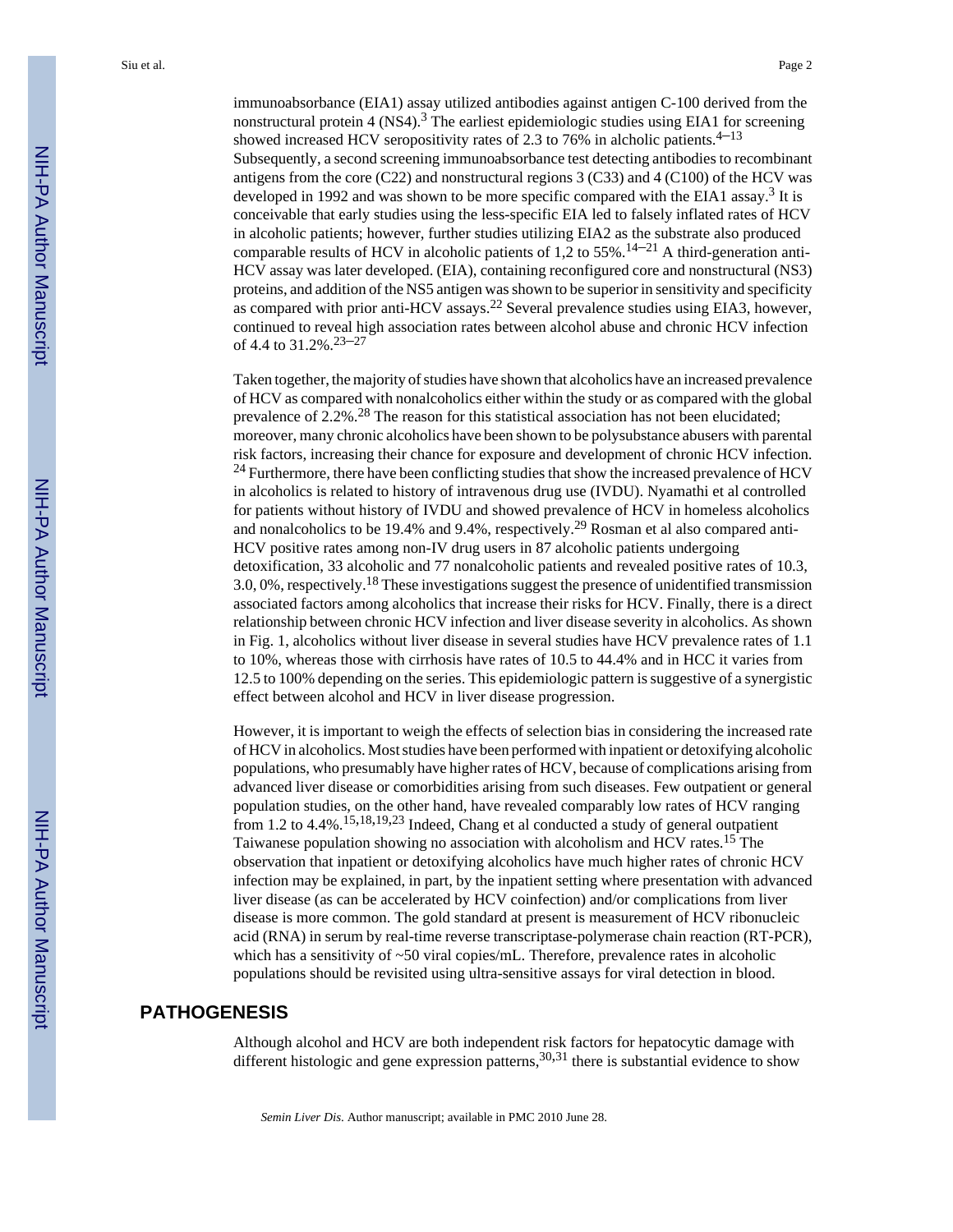immunoabsorbance (EIA1) assay utilized antibodies against antigen C-100 derived from the nonstructural protein 4 (NS4).[3] The earliest epidemiologic studies using EIA1 for screening showed increased HCV seropositivity rates of 2.3 to 76% in alcholic patients.[4–13] Subsequently, a second screening immunoabsorbance test detecting antibodies to recombinant antigens from the core (C22) and nonstructural regions 3 (C33) and 4 (C100) of the HCV was developed in 1992 and was shown to be more specific compared with the EIA1 assay.[3] It is conceivable that early studies using the less-specific EIA led to falsely inflated rates of HCV in alcoholic patients; however, further studies utilizing EIA2 as the substrate also produced comparable results of HCV in alcoholic patients of 1,2 to 55%.[14–21] A third-generation anti-HCV assay was later developed. (EIA), containing reconfigured core and nonstructural (NS3) proteins, and addition of the NS5 antigen was shown to be superior in sensitivity and specificity as compared with prior anti-HCV assays.[22] Several prevalence studies using EIA3, however, continued to reveal high association rates between alcohol abuse and chronic HCV infection of 4.4 to 31.2%.[23–27]

Taken together, the majority of studies have shown that alcoholics have an increased prevalence of HCV as compared with nonalcoholics either within the study or as compared with the global prevalence of 2.2%.[28] The reason for this statistical association has not been elucidated; moreover, many chronic alcoholics have been shown to be polysubstance abusers with parental risk factors, increasing their chance for exposure and development of chronic HCV infection.[24] Furthermore, there have been conflicting studies that show the increased prevalence of HCV in alcoholics is related to history of intravenous drug use (IVDU). Nyamathi et al controlled for patients without history of IVDU and showed prevalence of HCV in homeless alcoholics and nonalcoholics to be 19.4% and 9.4%, respectively.[29] Rosman et al also compared anti-HCV positive rates among non-IV drug users in 87 alcoholic patients undergoing detoxification, 33 alcoholic and 77 nonalcoholic patients and revealed positive rates of 10.3, 3.0, 0%, respectively.[18] These investigations suggest the presence of unidentified transmission associated factors among alcoholics that increase their risks for HCV. Finally, there is a direct relationship between chronic HCV infection and liver disease severity in alcoholics. As shown in Fig. 1, alcoholics without liver disease in several studies have HCV prevalence rates of 1.1 to 10%, whereas those with cirrhosis have rates of 10.5 to 44.4% and in HCC it varies from 12.5 to 100% depending on the series. This epidemiologic pattern is suggestive of a synergistic effect between alcohol and HCV in liver disease progression.

However, it is important to weigh the effects of selection bias in considering the increased rate of HCV in alcoholics. Most studies have been performed with inpatient or detoxifying alcoholic populations, who presumably have higher rates of HCV, because of complications arising from advanced liver disease or comorbidities arising from such diseases. Few outpatient or general population studies, on the other hand, have revealed comparably low rates of HCV ranging from 1.2 to 4.4%.[15,18,19,23] Indeed, Chang et al conducted a study of general outpatient Taiwanese population showing no association with alcoholism and HCV rates.[15] The observation that inpatient or detoxifying alcoholics have much higher rates of chronic HCV infection may be explained, in part, by the inpatient setting where presentation with advanced liver disease (as can be accelerated by HCV coinfection) and/or complications from liver disease is more common. The gold standard at present is measurement of HCV ribonucleic acid (RNA) in serum by real-time reverse transcriptase-polymerase chain reaction (RT-PCR), which has a sensitivity of ~50 viral copies/mL. Therefore, prevalence rates in alcoholic populations should be revisited using ultra-sensitive assays for viral detection in blood.

## PATHOGENESIS

Although alcohol and HCV are both independent risk factors for hepatocytic damage with different histologic and gene expression patterns,[30,31] there is substantial evidence to show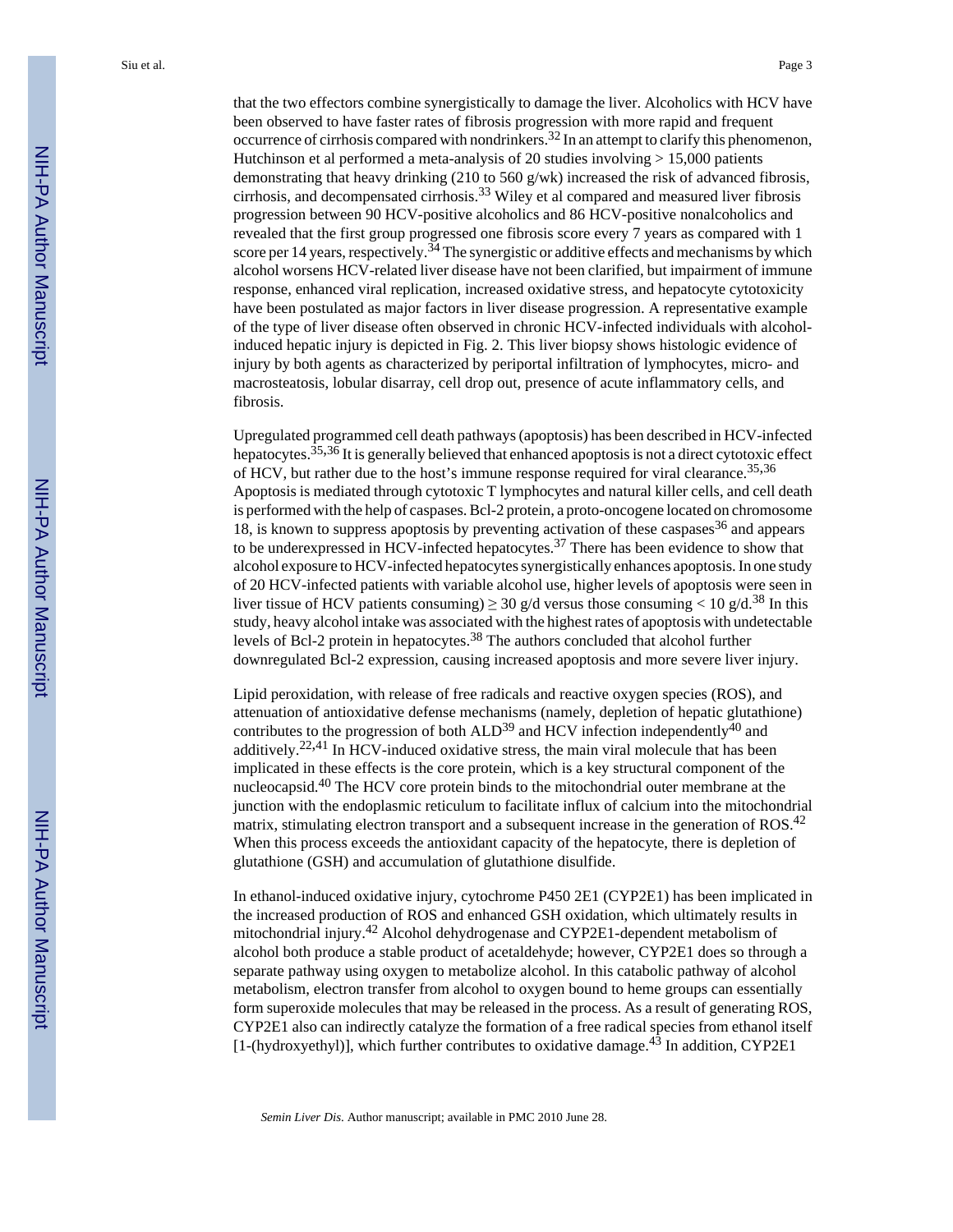that the two effectors combine synergistically to damage the liver. Alcoholics with HCV have been observed to have faster rates of fibrosis progression with more rapid and frequent occurrence of cirrhosis compared with nondrinkers.[32] In an attempt to clarify this phenomenon, Hutchinson et al performed a meta-analysis of 20 studies involving > 15,000 patients demonstrating that heavy drinking (210 to 560 g/wk) increased the risk of advanced fibrosis, cirrhosis, and decompensated cirrhosis.[33] Wiley et al compared and measured liver fibrosis progression between 90 HCV-positive alcoholics and 86 HCV-positive nonalcoholics and revealed that the first group progressed one fibrosis score every 7 years as compared with 1 score per 14 years, respectively.[34] The synergistic or additive effects and mechanisms by which alcohol worsens HCV-related liver disease have not been clarified, but impairment of immune response, enhanced viral replication, increased oxidative stress, and hepatocyte cytotoxicity have been postulated as major factors in liver disease progression. A representative example of the type of liver disease often observed in chronic HCV-infected individuals with alcohol-induced hepatic injury is depicted in Fig. 2. This liver biopsy shows histologic evidence of injury by both agents as characterized by periportal infiltration of lymphocytes, micro- and macrosteatosis, lobular disarray, cell drop out, presence of acute inflammatory cells, and fibrosis.

Upregulated programmed cell death pathways (apoptosis) has been described in HCV-infected hepatocytes.[35,36] It is generally believed that enhanced apoptosis is not a direct cytotoxic effect of HCV, but rather due to the host's immune response required for viral clearance.[35,36] Apoptosis is mediated through cytotoxic T lymphocytes and natural killer cells, and cell death is performed with the help of caspases. Bcl-2 protein, a proto-oncogene located on chromosome 18, is known to suppress apoptosis by preventing activation of these caspases[36] and appears to be underexpressed in HCV-infected hepatocytes.[37] There has been evidence to show that alcohol exposure to HCV-infected hepatocytes synergistically enhances apoptosis. In one study of 20 HCV-infected patients with variable alcohol use, higher levels of apoptosis were seen in liver tissue of HCV patients consuming) ≥ 30 g/d versus those consuming < 10 g/d.[38] In this study, heavy alcohol intake was associated with the highest rates of apoptosis with undetectable levels of Bcl-2 protein in hepatocytes.[38] The authors concluded that alcohol further downregulated Bcl-2 expression, causing increased apoptosis and more severe liver injury.

Lipid peroxidation, with release of free radicals and reactive oxygen species (ROS), and attenuation of antioxidative defense mechanisms (namely, depletion of hepatic glutathione) contributes to the progression of both ALD[39] and HCV infection independently[40] and additively.[22,41] In HCV-induced oxidative stress, the main viral molecule that has been implicated in these effects is the core protein, which is a key structural component of the nucleocapsid.[40] The HCV core protein binds to the mitochondrial outer membrane at the junction with the endoplasmic reticulum to facilitate influx of calcium into the mitochondrial matrix, stimulating electron transport and a subsequent increase in the generation of ROS.[42] When this process exceeds the antioxidant capacity of the hepatocyte, there is depletion of glutathione (GSH) and accumulation of glutathione disulfide.

In ethanol-induced oxidative injury, cytochrome P450 2E1 (CYP2E1) has been implicated in the increased production of ROS and enhanced GSH oxidation, which ultimately results in mitochondrial injury.[42] Alcohol dehydrogenase and CYP2E1-dependent metabolism of alcohol both produce a stable product of acetaldehyde; however, CYP2E1 does so through a separate pathway using oxygen to metabolize alcohol. In this catabolic pathway of alcohol metabolism, electron transfer from alcohol to oxygen bound to heme groups can essentially form superoxide molecules that may be released in the process. As a result of generating ROS, CYP2E1 also can indirectly catalyze the formation of a free radical species from ethanol itself [1-(hydroxyethyl)], which further contributes to oxidative damage.[43] In addition, CYP2E1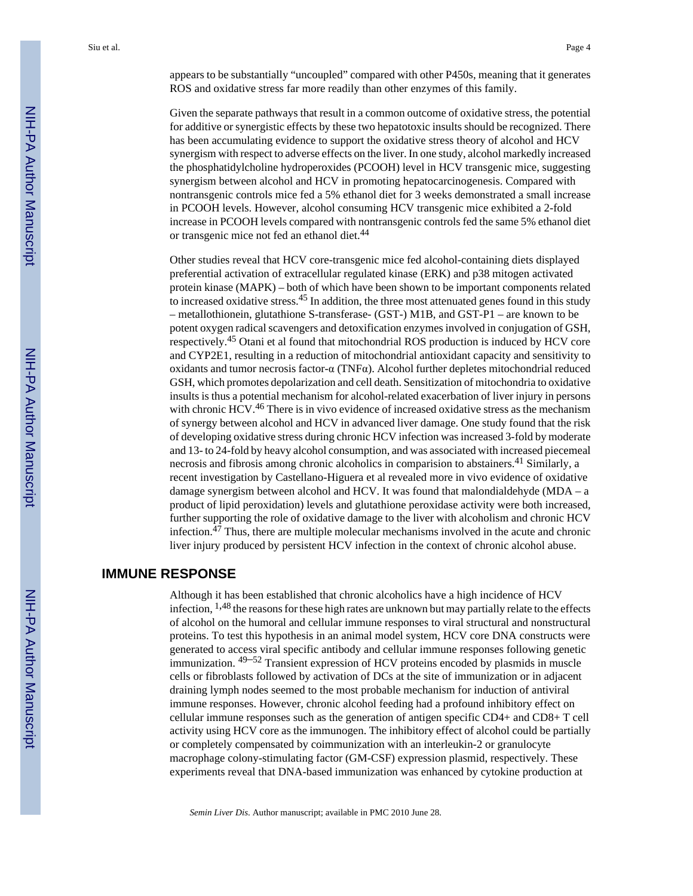appears to be substantially "uncoupled" compared with other P450s, meaning that it generates ROS and oxidative stress far more readily than other enzymes of this family.

Given the separate pathways that result in a common outcome of oxidative stress, the potential for additive or synergistic effects by these two hepatotoxic insults should be recognized. There has been accumulating evidence to support the oxidative stress theory of alcohol and HCV synergism with respect to adverse effects on the liver. In one study, alcohol markedly increased the phosphatidylcholine hydroperoxides (PCOOH) level in HCV transgenic mice, suggesting synergism between alcohol and HCV in promoting hepatocarcinogenesis. Compared with nontransgenic controls mice fed a 5% ethanol diet for 3 weeks demonstrated a small increase in PCOOH levels. However, alcohol consuming HCV transgenic mice exhibited a 2-fold increase in PCOOH levels compared with nontransgenic controls fed the same 5% ethanol diet or transgenic mice not fed an ethanol diet.[44]

Other studies reveal that HCV core-transgenic mice fed alcohol-containing diets displayed preferential activation of extracellular regulated kinase (ERK) and p38 mitogen activated protein kinase (MAPK) – both of which have been shown to be important components related to increased oxidative stress.[45] In addition, the three most attenuated genes found in this study – metallothionein, glutathione S-transferase- (GST-) M1B, and GST-P1 – are known to be potent oxygen radical scavengers and detoxification enzymes involved in conjugation of GSH, respectively.[45] Otani et al found that mitochondrial ROS production is induced by HCV core and CYP2E1, resulting in a reduction of mitochondrial antioxidant capacity and sensitivity to oxidants and tumor necrosis factor-α (TNFα). Alcohol further depletes mitochondrial reduced GSH, which promotes depolarization and cell death. Sensitization of mitochondria to oxidative insults is thus a potential mechanism for alcohol-related exacerbation of liver injury in persons with chronic HCV.[46] There is in vivo evidence of increased oxidative stress as the mechanism of synergy between alcohol and HCV in advanced liver damage. One study found that the risk of developing oxidative stress during chronic HCV infection was increased 3-fold by moderate and 13- to 24-fold by heavy alcohol consumption, and was associated with increased piecemeal necrosis and fibrosis among chronic alcoholics in comparision to abstainers.[41] Similarly, a recent investigation by Castellano-Higuera et al revealed more in vivo evidence of oxidative damage synergism between alcohol and HCV. It was found that malondialdehyde (MDA – a product of lipid peroxidation) levels and glutathione peroxidase activity were both increased, further supporting the role of oxidative damage to the liver with alcoholism and chronic HCV infection.[47] Thus, there are multiple molecular mechanisms involved in the acute and chronic liver injury produced by persistent HCV infection in the context of chronic alcohol abuse.

## IMMUNE RESPONSE

Although it has been established that chronic alcoholics have a high incidence of HCV infection, [1,48] the reasons for these high rates are unknown but may partially relate to the effects of alcohol on the humoral and cellular immune responses to viral structural and nonstructural proteins. To test this hypothesis in an animal model system, HCV core DNA constructs were generated to access viral specific antibody and cellular immune responses following genetic immunization. [49–52] Transient expression of HCV proteins encoded by plasmids in muscle cells or fibroblasts followed by activation of DCs at the site of immunization or in adjacent draining lymph nodes seemed to the most probable mechanism for induction of antiviral immune responses. However, chronic alcohol feeding had a profound inhibitory effect on cellular immune responses such as the generation of antigen specific CD4+ and CD8+ T cell activity using HCV core as the immunogen. The inhibitory effect of alcohol could be partially or completely compensated by coimmunization with an interleukin-2 or granulocyte macrophage colony-stimulating factor (GM-CSF) expression plasmid, respectively. These experiments reveal that DNA-based immunization was enhanced by cytokine production at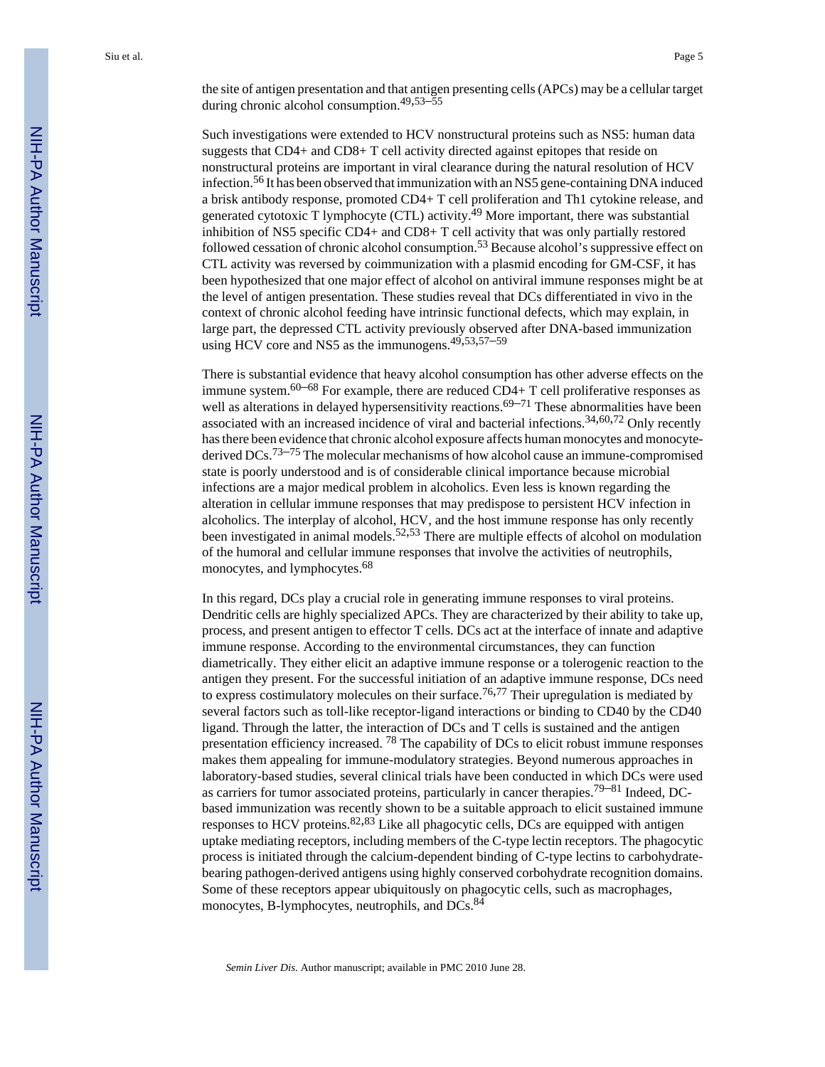the site of antigen presentation and that antigen presenting cells (APCs) may be a cellular target during chronic alcohol consumption.[49,53–55]

Such investigations were extended to HCV nonstructural proteins such as NS5: human data suggests that CD4+ and CD8+ T cell activity directed against epitopes that reside on nonstructural proteins are important in viral clearance during the natural resolution of HCV infection.[56] It has been observed that immunization with an NS5 gene-containing DNA induced a brisk antibody response, promoted CD4+ T cell proliferation and Th1 cytokine release, and generated cytotoxic T lymphocyte (CTL) activity.[49] More important, there was substantial inhibition of NS5 specific CD4+ and CD8+ T cell activity that was only partially restored followed cessation of chronic alcohol consumption.[53] Because alcohol's suppressive effect on CTL activity was reversed by coimmunization with a plasmid encoding for GM-CSF, it has been hypothesized that one major effect of alcohol on antiviral immune responses might be at the level of antigen presentation. These studies reveal that DCs differentiated in vivo in the context of chronic alcohol feeding have intrinsic functional defects, which may explain, in large part, the depressed CTL activity previously observed after DNA-based immunization using HCV core and NS5 as the immunogens.[49,53,57–59]

There is substantial evidence that heavy alcohol consumption has other adverse effects on the immune system.[60–68] For example, there are reduced CD4+ T cell proliferative responses as well as alterations in delayed hypersensitivity reactions.[69–71] These abnormalities have been associated with an increased incidence of viral and bacterial infections.[34,60,72] Only recently has there been evidence that chronic alcohol exposure affects human monocytes and monocyte-derived DCs.[73–75] The molecular mechanisms of how alcohol cause an immune-compromised state is poorly understood and is of considerable clinical importance because microbial infections are a major medical problem in alcoholics. Even less is known regarding the alteration in cellular immune responses that may predispose to persistent HCV infection in alcoholics. The interplay of alcohol, HCV, and the host immune response has only recently been investigated in animal models.[52,53] There are multiple effects of alcohol on modulation of the humoral and cellular immune responses that involve the activities of neutrophils, monocytes, and lymphocytes.[68]

In this regard, DCs play a crucial role in generating immune responses to viral proteins. Dendritic cells are highly specialized APCs. They are characterized by their ability to take up, process, and present antigen to effector T cells. DCs act at the interface of innate and adaptive immune response. According to the environmental circumstances, they can function diametrically. They either elicit an adaptive immune response or a tolerogenic reaction to the antigen they present. For the successful initiation of an adaptive immune response, DCs need to express costimulatory molecules on their surface.[76,77] Their upregulation is mediated by several factors such as toll-like receptor-ligand interactions or binding to CD40 by the CD40 ligand. Through the latter, the interaction of DCs and T cells is sustained and the antigen presentation efficiency increased. [78] The capability of DCs to elicit robust immune responses makes them appealing for immune-modulatory strategies. Beyond numerous approaches in laboratory-based studies, several clinical trials have been conducted in which DCs were used as carriers for tumor associated proteins, particularly in cancer therapies.[79–81] Indeed, DC-based immunization was recently shown to be a suitable approach to elicit sustained immune responses to HCV proteins.[82,83] Like all phagocytic cells, DCs are equipped with antigen uptake mediating receptors, including members of the C-type lectin receptors. The phagocytic process is initiated through the calcium-dependent binding of C-type lectins to carbohydrate-bearing pathogen-derived antigens using highly conserved corbohydrate recognition domains. Some of these receptors appear ubiquitously on phagocytic cells, such as macrophages, monocytes, B-lymphocytes, neutrophils, and DCs.[84]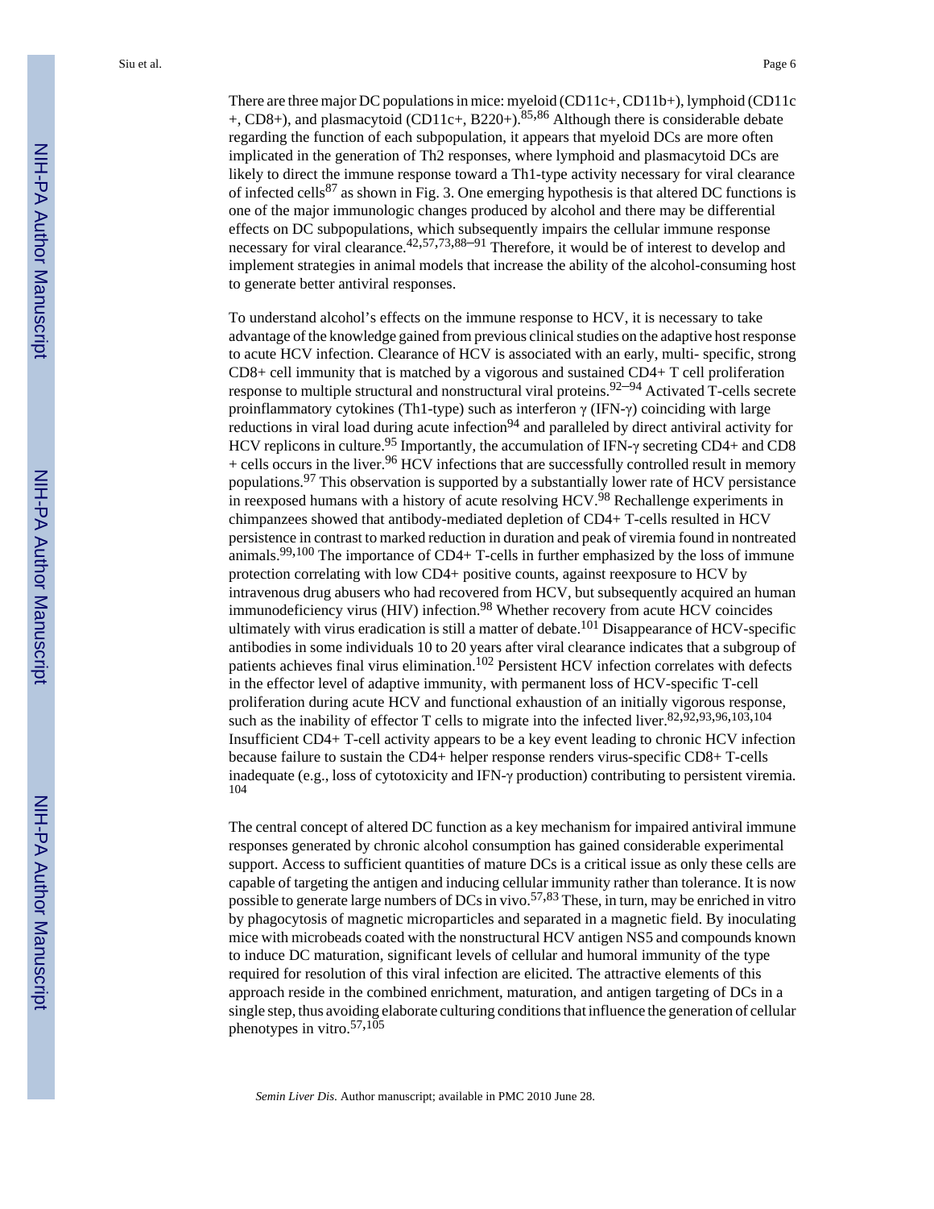There are three major DC populations in mice: myeloid (CD11c+, CD11b+), lymphoid (CD11c +, CD8+), and plasmacytoid (CD11c+, B220+).[85,86] Although there is considerable debate regarding the function of each subpopulation, it appears that myeloid DCs are more often implicated in the generation of Th2 responses, where lymphoid and plasmacytoid DCs are likely to direct the immune response toward a Th1-type activity necessary for viral clearance of infected cells[87] as shown in Fig. 3. One emerging hypothesis is that altered DC functions is one of the major immunologic changes produced by alcohol and there may be differential effects on DC subpopulations, which subsequently impairs the cellular immune response necessary for viral clearance.[42,57,73,88–91] Therefore, it would be of interest to develop and implement strategies in animal models that increase the ability of the alcohol-consuming host to generate better antiviral responses.

To understand alcohol's effects on the immune response to HCV, it is necessary to take advantage of the knowledge gained from previous clinical studies on the adaptive host response to acute HCV infection. Clearance of HCV is associated with an early, multi- specific, strong CD8+ cell immunity that is matched by a vigorous and sustained CD4+ T cell proliferation response to multiple structural and nonstructural viral proteins.[92–94] Activated T-cells secrete proinflammatory cytokines (Th1-type) such as interferon γ (IFN-γ) coinciding with large reductions in viral load during acute infection[94] and paralleled by direct antiviral activity for HCV replicons in culture.[95] Importantly, the accumulation of IFN-γ secreting CD4+ and CD8 + cells occurs in the liver.[96] HCV infections that are successfully controlled result in memory populations.[97] This observation is supported by a substantially lower rate of HCV persistance in reexposed humans with a history of acute resolving HCV.[98] Rechallenge experiments in chimpanzees showed that antibody-mediated depletion of CD4+ T-cells resulted in HCV persistence in contrast to marked reduction in duration and peak of viremia found in nontreated animals.[99,100] The importance of CD4+ T-cells in further emphasized by the loss of immune protection correlating with low CD4+ positive counts, against reexposure to HCV by intravenous drug abusers who had recovered from HCV, but subsequently acquired an human immunodeficiency virus (HIV) infection.[98] Whether recovery from acute HCV coincides ultimately with virus eradication is still a matter of debate.[101] Disappearance of HCV-specific antibodies in some individuals 10 to 20 years after viral clearance indicates that a subgroup of patients achieves final virus elimination.[102] Persistent HCV infection correlates with defects in the effector level of adaptive immunity, with permanent loss of HCV-specific T-cell proliferation during acute HCV and functional exhaustion of an initially vigorous response, such as the inability of effector T cells to migrate into the infected liver.[82,92,93,96,103,104] Insufficient CD4+ T-cell activity appears to be a key event leading to chronic HCV infection because failure to sustain the CD4+ helper response renders virus-specific CD8+ T-cells inadequate (e.g., loss of cytotoxicity and IFN-γ production) contributing to persistent viremia.[104]

The central concept of altered DC function as a key mechanism for impaired antiviral immune responses generated by chronic alcohol consumption has gained considerable experimental support. Access to sufficient quantities of mature DCs is a critical issue as only these cells are capable of targeting the antigen and inducing cellular immunity rather than tolerance. It is now possible to generate large numbers of DCs in vivo.[57,83] These, in turn, may be enriched in vitro by phagocytosis of magnetic microparticles and separated in a magnetic field. By inoculating mice with microbeads coated with the nonstructural HCV antigen NS5 and compounds known to induce DC maturation, significant levels of cellular and humoral immunity of the type required for resolution of this viral infection are elicited. The attractive elements of this approach reside in the combined enrichment, maturation, and antigen targeting of DCs in a single step, thus avoiding elaborate culturing conditions that influence the generation of cellular phenotypes in vitro.[57,105]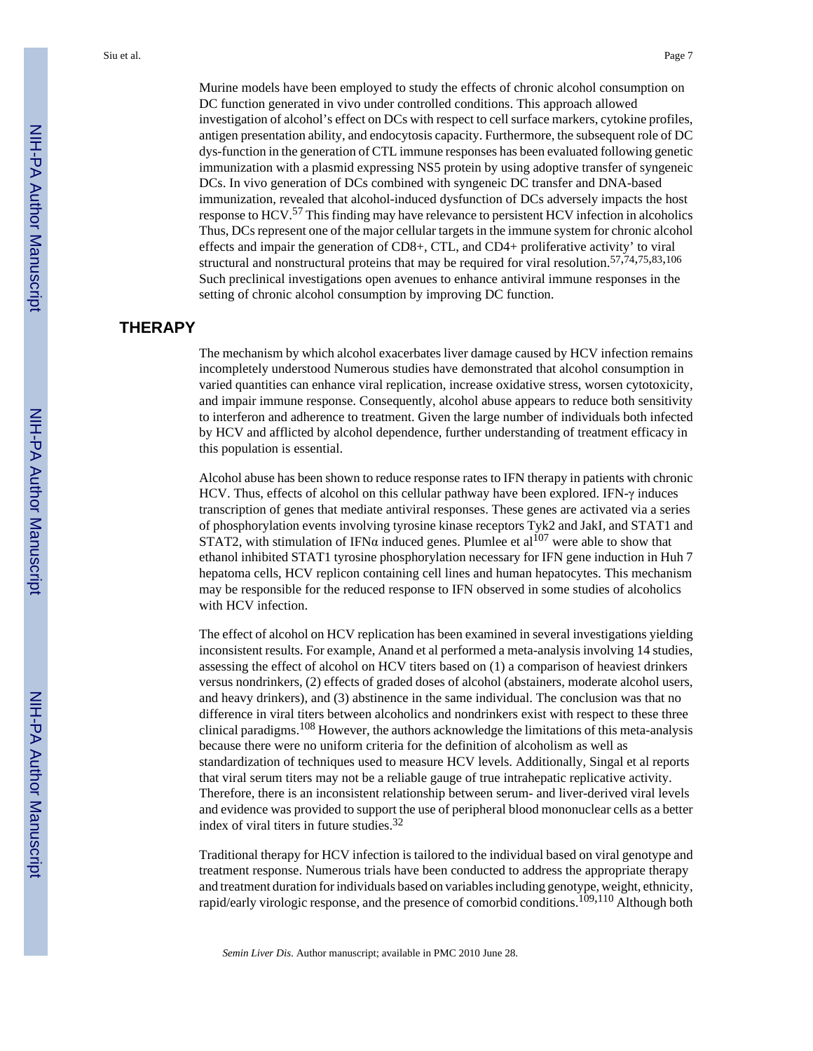Murine models have been employed to study the effects of chronic alcohol consumption on DC function generated in vivo under controlled conditions. This approach allowed investigation of alcohol's effect on DCs with respect to cell surface markers, cytokine profiles, antigen presentation ability, and endocytosis capacity. Furthermore, the subsequent role of DC dys-function in the generation of CTL immune responses has been evaluated following genetic immunization with a plasmid expressing NS5 protein by using adoptive transfer of syngeneic DCs. In vivo generation of DCs combined with syngeneic DC transfer and DNA-based immunization, revealed that alcohol-induced dysfunction of DCs adversely impacts the host response to HCV.[57] This finding may have relevance to persistent HCV infection in alcoholics Thus, DCs represent one of the major cellular targets in the immune system for chronic alcohol effects and impair the generation of CD8+, CTL, and CD4+ proliferative activity' to viral structural and nonstructural proteins that may be required for viral resolution.[57,74,75,83,106] Such preclinical investigations open avenues to enhance antiviral immune responses in the setting of chronic alcohol consumption by improving DC function.

## THERAPY

The mechanism by which alcohol exacerbates liver damage caused by HCV infection remains incompletely understood Numerous studies have demonstrated that alcohol consumption in varied quantities can enhance viral replication, increase oxidative stress, worsen cytotoxicity, and impair immune response. Consequently, alcohol abuse appears to reduce both sensitivity to interferon and adherence to treatment. Given the large number of individuals both infected by HCV and afflicted by alcohol dependence, further understanding of treatment efficacy in this population is essential.

Alcohol abuse has been shown to reduce response rates to IFN therapy in patients with chronic HCV. Thus, effects of alcohol on this cellular pathway have been explored. IFN-γ induces transcription of genes that mediate antiviral responses. These genes are activated via a series of phosphorylation events involving tyrosine kinase receptors Tyk2 and JakI, and STAT1 and STAT2, with stimulation of IFNα induced genes. Plumlee et al[107] were able to show that ethanol inhibited STAT1 tyrosine phosphorylation necessary for IFN gene induction in Huh 7 hepatoma cells, HCV replicon containing cell lines and human hepatocytes. This mechanism may be responsible for the reduced response to IFN observed in some studies of alcoholics with HCV infection.

The effect of alcohol on HCV replication has been examined in several investigations yielding inconsistent results. For example, Anand et al performed a meta-analysis involving 14 studies, assessing the effect of alcohol on HCV titers based on (1) a comparison of heaviest drinkers versus nondrinkers, (2) effects of graded doses of alcohol (abstainers, moderate alcohol users, and heavy drinkers), and (3) abstinence in the same individual. The conclusion was that no difference in viral titers between alcoholics and nondrinkers exist with respect to these three clinical paradigms.[108] However, the authors acknowledge the limitations of this meta-analysis because there were no uniform criteria for the definition of alcoholism as well as standardization of techniques used to measure HCV levels. Additionally, Singal et al reports that viral serum titers may not be a reliable gauge of true intrahepatic replicative activity. Therefore, there is an inconsistent relationship between serum- and liver-derived viral levels and evidence was provided to support the use of peripheral blood mononuclear cells as a better index of viral titers in future studies.[32]

Traditional therapy for HCV infection is tailored to the individual based on viral genotype and treatment response. Numerous trials have been conducted to address the appropriate therapy and treatment duration for individuals based on variables including genotype, weight, ethnicity, rapid/early virologic response, and the presence of comorbid conditions.[109,110] Although both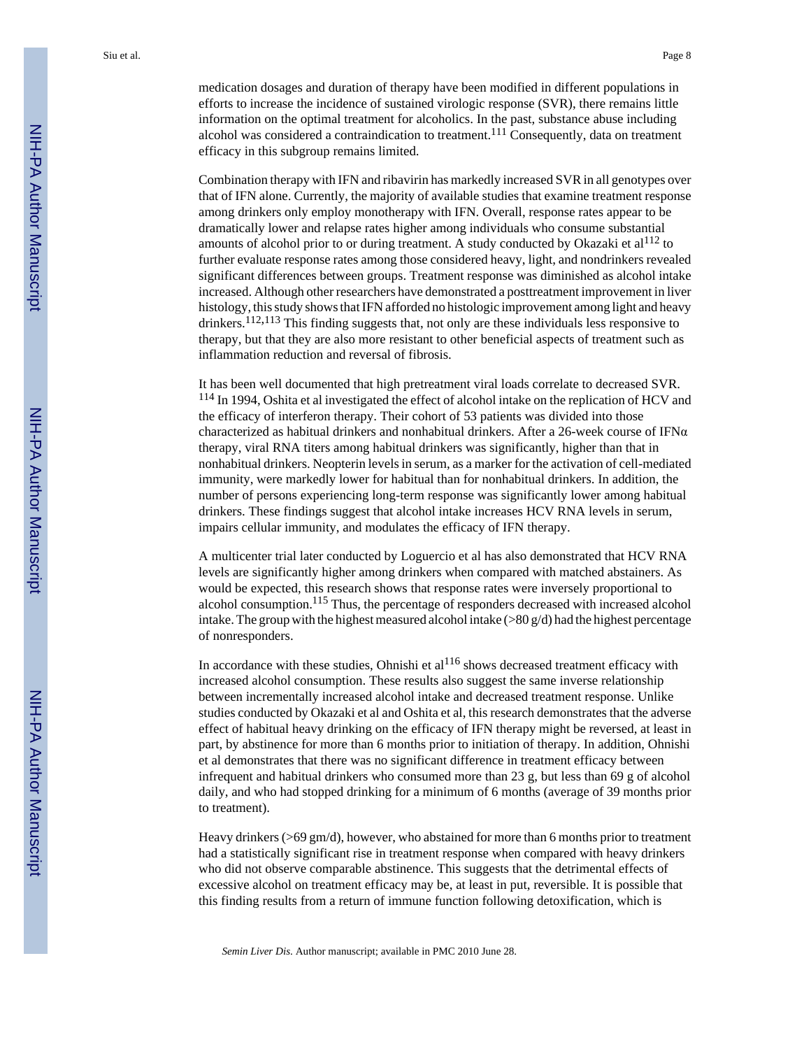medication dosages and duration of therapy have been modified in different populations in efforts to increase the incidence of sustained virologic response (SVR), there remains little information on the optimal treatment for alcoholics. In the past, substance abuse including alcohol was considered a contraindication to treatment.[111] Consequently, data on treatment efficacy in this subgroup remains limited.

Combination therapy with IFN and ribavirin has markedly increased SVR in all genotypes over that of IFN alone. Currently, the majority of available studies that examine treatment response among drinkers only employ monotherapy with IFN. Overall, response rates appear to be dramatically lower and relapse rates higher among individuals who consume substantial amounts of alcohol prior to or during treatment. A study conducted by Okazaki et al[112] to further evaluate response rates among those considered heavy, light, and nondrinkers revealed significant differences between groups. Treatment response was diminished as alcohol intake increased. Although other researchers have demonstrated a posttreatment improvement in liver histology, this study shows that IFN afforded no histologic improvement among light and heavy drinkers.[112,113] This finding suggests that, not only are these individuals less responsive to therapy, but that they are also more resistant to other beneficial aspects of treatment such as inflammation reduction and reversal of fibrosis.

It has been well documented that high pretreatment viral loads correlate to decreased SVR.[114] In 1994, Oshita et al investigated the effect of alcohol intake on the replication of HCV and the efficacy of interferon therapy. Their cohort of 53 patients was divided into those characterized as habitual drinkers and nonhabitual drinkers. After a 26-week course of IFNα therapy, viral RNA titers among habitual drinkers was significantly, higher than that in nonhabitual drinkers. Neopterin levels in serum, as a marker for the activation of cell-mediated immunity, were markedly lower for habitual than for nonhabitual drinkers. In addition, the number of persons experiencing long-term response was significantly lower among habitual drinkers. These findings suggest that alcohol intake increases HCV RNA levels in serum, impairs cellular immunity, and modulates the efficacy of IFN therapy.

A multicenter trial later conducted by Loguercio et al has also demonstrated that HCV RNA levels are significantly higher among drinkers when compared with matched abstainers. As would be expected, this research shows that response rates were inversely proportional to alcohol consumption.[115] Thus, the percentage of responders decreased with increased alcohol intake. The group with the highest measured alcohol intake (>80 g/d) had the highest percentage of nonresponders.

In accordance with these studies, Ohnishi et al[116] shows decreased treatment efficacy with increased alcohol consumption. These results also suggest the same inverse relationship between incrementally increased alcohol intake and decreased treatment response. Unlike studies conducted by Okazaki et al and Oshita et al, this research demonstrates that the adverse effect of habitual heavy drinking on the efficacy of IFN therapy might be reversed, at least in part, by abstinence for more than 6 months prior to initiation of therapy. In addition, Ohnishi et al demonstrates that there was no significant difference in treatment efficacy between infrequent and habitual drinkers who consumed more than 23 g, but less than 69 g of alcohol daily, and who had stopped drinking for a minimum of 6 months (average of 39 months prior to treatment).

Heavy drinkers (>69 gm/d), however, who abstained for more than 6 months prior to treatment had a statistically significant rise in treatment response when compared with heavy drinkers who did not observe comparable abstinence. This suggests that the detrimental effects of excessive alcohol on treatment efficacy may be, at least in put, reversible. It is possible that this finding results from a return of immune function following detoxification, which is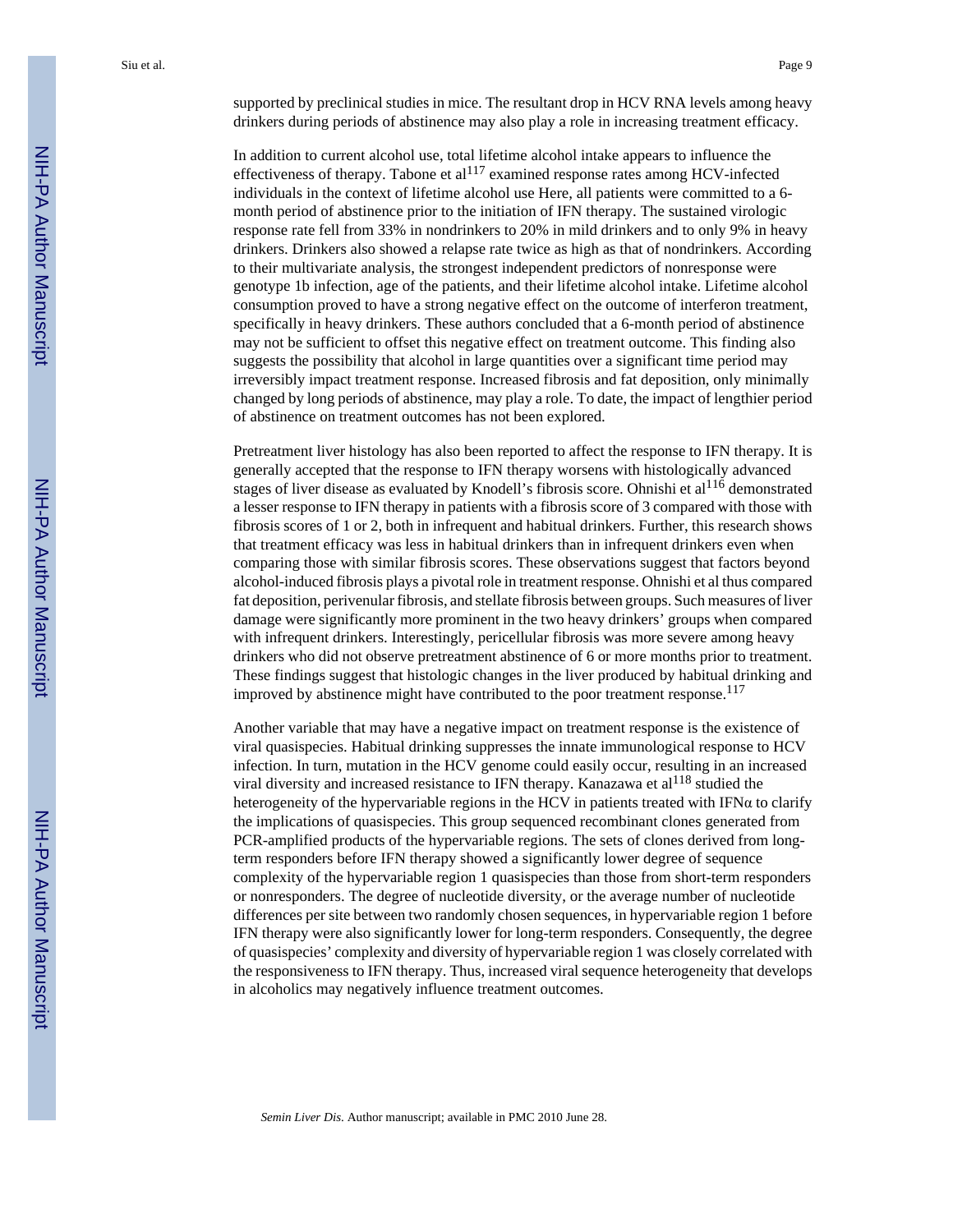supported by preclinical studies in mice. The resultant drop in HCV RNA levels among heavy drinkers during periods of abstinence may also play a role in increasing treatment efficacy.

In addition to current alcohol use, total lifetime alcohol intake appears to influence the effectiveness of therapy. Tabone et al[117] examined response rates among HCV-infected individuals in the context of lifetime alcohol use Here, all patients were committed to a 6-month period of abstinence prior to the initiation of IFN therapy. The sustained virologic response rate fell from 33% in nondrinkers to 20% in mild drinkers and to only 9% in heavy drinkers. Drinkers also showed a relapse rate twice as high as that of nondrinkers. According to their multivariate analysis, the strongest independent predictors of nonresponse were genotype 1b infection, age of the patients, and their lifetime alcohol intake. Lifetime alcohol consumption proved to have a strong negative effect on the outcome of interferon treatment, specifically in heavy drinkers. These authors concluded that a 6-month period of abstinence may not be sufficient to offset this negative effect on treatment outcome. This finding also suggests the possibility that alcohol in large quantities over a significant time period may irreversibly impact treatment response. Increased fibrosis and fat deposition, only minimally changed by long periods of abstinence, may play a role. To date, the impact of lengthier period of abstinence on treatment outcomes has not been explored.

Pretreatment liver histology has also been reported to affect the response to IFN therapy. It is generally accepted that the response to IFN therapy worsens with histologically advanced stages of liver disease as evaluated by Knodell's fibrosis score. Ohnishi et al[116] demonstrated a lesser response to IFN therapy in patients with a fibrosis score of 3 compared with those with fibrosis scores of 1 or 2, both in infrequent and habitual drinkers. Further, this research shows that treatment efficacy was less in habitual drinkers than in infrequent drinkers even when comparing those with similar fibrosis scores. These observations suggest that factors beyond alcohol-induced fibrosis plays a pivotal role in treatment response. Ohnishi et al thus compared fat deposition, perivenular fibrosis, and stellate fibrosis between groups. Such measures of liver damage were significantly more prominent in the two heavy drinkers' groups when compared with infrequent drinkers. Interestingly, pericellular fibrosis was more severe among heavy drinkers who did not observe pretreatment abstinence of 6 or more months prior to treatment. These findings suggest that histologic changes in the liver produced by habitual drinking and improved by abstinence might have contributed to the poor treatment response.[117]

Another variable that may have a negative impact on treatment response is the existence of viral quasispecies. Habitual drinking suppresses the innate immunological response to HCV infection. In turn, mutation in the HCV genome could easily occur, resulting in an increased viral diversity and increased resistance to IFN therapy. Kanazawa et al[118] studied the heterogeneity of the hypervariable regions in the HCV in patients treated with IFNα to clarify the implications of quasispecies. This group sequenced recombinant clones generated from PCR-amplified products of the hypervariable regions. The sets of clones derived from long-term responders before IFN therapy showed a significantly lower degree of sequence complexity of the hypervariable region 1 quasispecies than those from short-term responders or nonresponders. The degree of nucleotide diversity, or the average number of nucleotide differences per site between two randomly chosen sequences, in hypervariable region 1 before IFN therapy were also significantly lower for long-term responders. Consequently, the degree of quasispecies' complexity and diversity of hypervariable region 1 was closely correlated with the responsiveness to IFN therapy. Thus, increased viral sequence heterogeneity that develops in alcoholics may negatively influence treatment outcomes.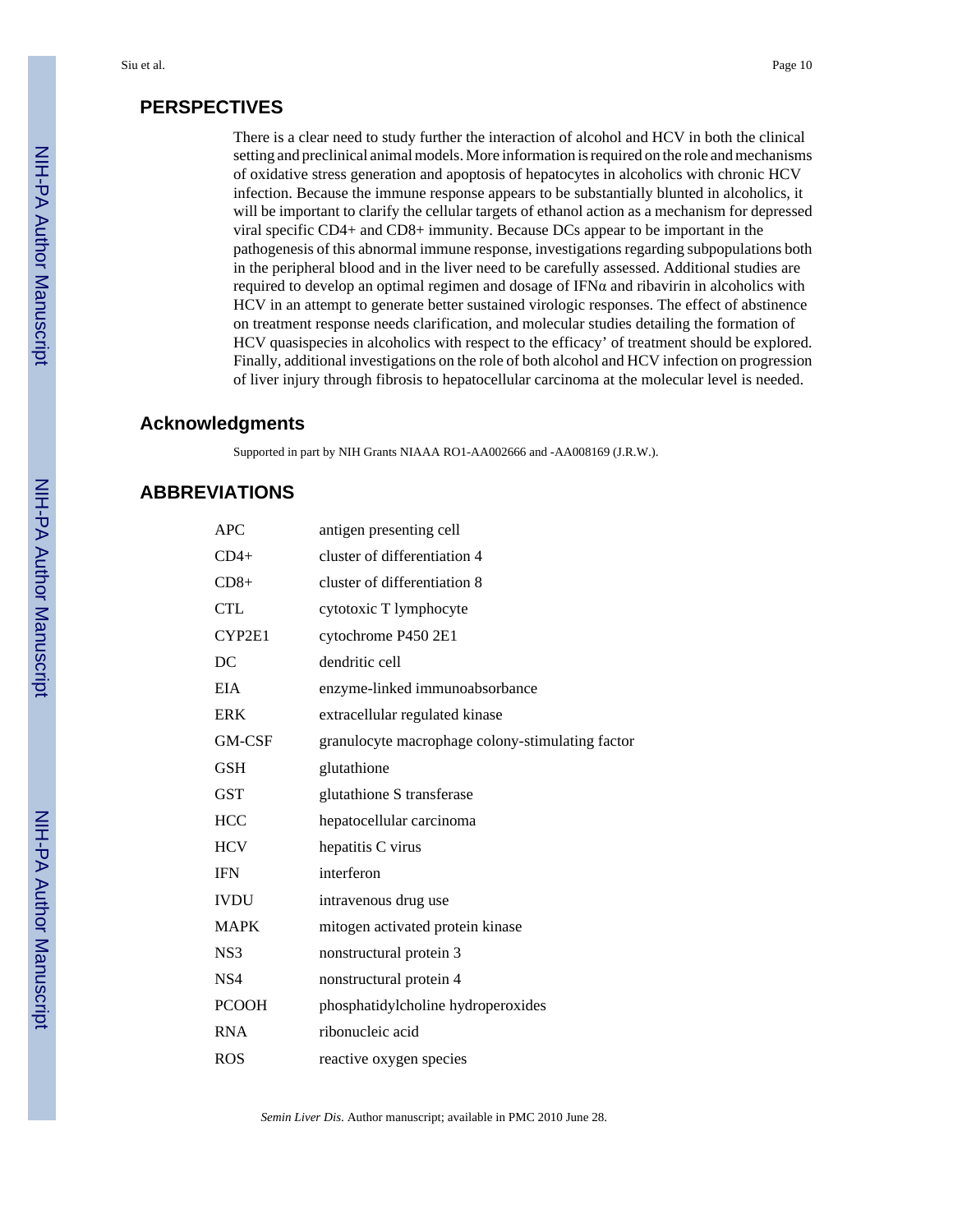## PERSPECTIVES

There is a clear need to study further the interaction of alcohol and HCV in both the clinical setting and preclinical animal models. More information is required on the role and mechanisms of oxidative stress generation and apoptosis of hepatocytes in alcoholics with chronic HCV infection. Because the immune response appears to be substantially blunted in alcoholics, it will be important to clarify the cellular targets of ethanol action as a mechanism for depressed viral specific CD4+ and CD8+ immunity. Because DCs appear to be important in the pathogenesis of this abnormal immune response, investigations regarding subpopulations both in the peripheral blood and in the liver need to be carefully assessed. Additional studies are required to develop an optimal regimen and dosage of IFNα and ribavirin in alcoholics with HCV in an attempt to generate better sustained virologic responses. The effect of abstinence on treatment response needs clarification, and molecular studies detailing the formation of HCV quasispecies in alcoholics with respect to the efficacy' of treatment should be explored. Finally, additional investigations on the role of both alcohol and HCV infection on progression of liver injury through fibrosis to hepatocellular carcinoma at the molecular level is needed.

## Acknowledgments

Supported in part by NIH Grants NIAAA RO1-AA002666 and -AA008169 (J.R.W.).

## ABBREVIATIONS

| | |
|---|---|
| APC | antigen presenting cell |
| CD4+ | cluster of differentiation 4 |
| CD8+ | cluster of differentiation 8 |
| CTL | cytotoxic T lymphocyte |
| CYP2E1 | cytochrome P450 2E1 |
| DC | dendritic cell |
| EIA | enzyme-linked immunoabsorbance |
| ERK | extracellular regulated kinase |
| GM-CSF | granulocyte macrophage colony-stimulating factor |
| GSH | glutathione |
| GST | glutathione S transferase |
| HCC | hepatocellular carcinoma |
| HCV | hepatitis C virus |
| IFN | interferon |
| IVDU | intravenous drug use |
| MAPK | mitogen activated protein kinase |
| NS3 | nonstructural protein 3 |
| NS4 | nonstructural protein 4 |
| PCOOH | phosphatidylcholine hydroperoxides |
| RNA | ribonucleic acid |
| ROS | reactive oxygen species |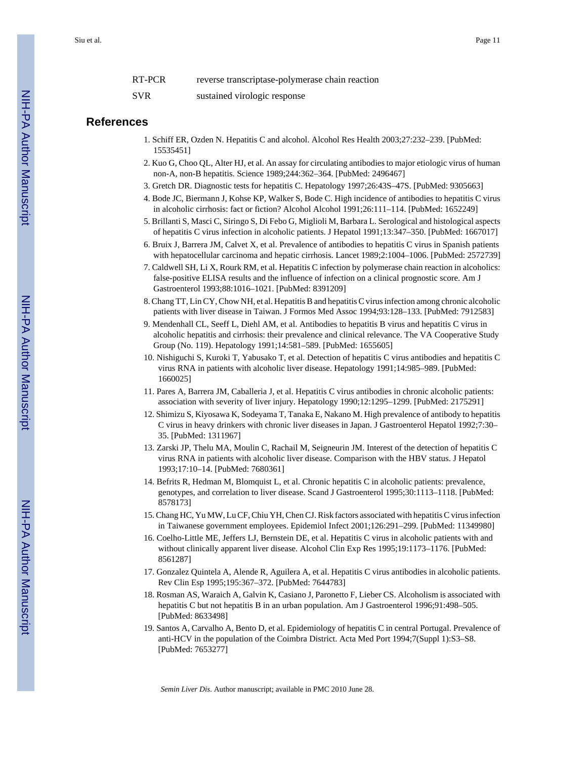| | |
|---|---|
| RT-PCR | reverse transcriptase-polymerase chain reaction |
| SVR | sustained virologic response |

## References

1. Schiff ER, Ozden N. Hepatitis C and alcohol. Alcohol Res Health 2003;27:232–239. [PubMed: 15535451]
2. Kuo G, Choo QL, Alter HJ, et al. An assay for circulating antibodies to major etiologic virus of human non-A, non-B hepatitis. Science 1989;244:362–364. [PubMed: 2496467]
3. Gretch DR. Diagnostic tests for hepatitis C. Hepatology 1997;26:43S–47S. [PubMed: 9305663]
4. Bode JC, Biermann J, Kohse KP, Walker S, Bode C. High incidence of antibodies to hepatitis C virus in alcoholic cirrhosis: fact or fiction? Alcohol Alcohol 1991;26:111–114. [PubMed: 1652249]
5. Brillanti S, Masci C, Siringo S, Di Febo G, Miglioli M, Barbara L. Serological and histological aspects of hepatitis C virus infection in alcoholic patients. J Hepatol 1991;13:347–350. [PubMed: 1667017]
6. Bruix J, Barrera JM, Calvet X, et al. Prevalence of antibodies to hepatitis C virus in Spanish patients with hepatocellular carcinoma and hepatic cirrhosis. Lancet 1989;2:1004–1006. [PubMed: 2572739]
7. Caldwell SH, Li X, Rourk RM, et al. Hepatitis C infection by polymerase chain reaction in alcoholics: false-positive ELISA results and the influence of infection on a clinical prognostic score. Am J Gastroenterol 1993;88:1016–1021. [PubMed: 8391209]
8. Chang TT, Lin CY, Chow NH, et al. Hepatitis B and hepatitis C virus infection among chronic alcoholic patients with liver disease in Taiwan. J Formos Med Assoc 1994;93:128–133. [PubMed: 7912583]
9. Mendenhall CL, Seeff L, Diehl AM, et al. Antibodies to hepatitis B virus and hepatitis C virus in alcoholic hepatitis and cirrhosis: their prevalence and clinical relevance. The VA Cooperative Study Group (No. 119). Hepatology 1991;14:581–589. [PubMed: 1655605]
10. Nishiguchi S, Kuroki T, Yabusako T, et al. Detection of hepatitis C virus antibodies and hepatitis C virus RNA in patients with alcoholic liver disease. Hepatology 1991;14:985–989. [PubMed: 1660025]
11. Pares A, Barrera JM, Caballeria J, et al. Hepatitis C virus antibodies in chronic alcoholic patients: association with severity of liver injury. Hepatology 1990;12:1295–1299. [PubMed: 2175291]
12. Shimizu S, Kiyosawa K, Sodeyama T, Tanaka E, Nakano M. High prevalence of antibody to hepatitis C virus in heavy drinkers with chronic liver diseases in Japan. J Gastroenterol Hepatol 1992;7:30–35. [PubMed: 1311967]
13. Zarski JP, Thelu MA, Moulin C, Rachail M, Seigneurin JM. Interest of the detection of hepatitis C virus RNA in patients with alcoholic liver disease. Comparison with the HBV status. J Hepatol 1993;17:10–14. [PubMed: 7680361]
14. Befrits R, Hedman M, Blomquist L, et al. Chronic hepatitis C in alcoholic patients: prevalence, genotypes, and correlation to liver disease. Scand J Gastroenterol 1995;30:1113–1118. [PubMed: 8578173]
15. Chang HC, Yu MW, Lu CF, Chiu YH, Chen CJ. Risk factors associated with hepatitis C virus infection in Taiwanese government employees. Epidemiol Infect 2001;126:291–299. [PubMed: 11349980]
16. Coelho-Little ME, Jeffers LJ, Bernstein DE, et al. Hepatitis C virus in alcoholic patients with and without clinically apparent liver disease. Alcohol Clin Exp Res 1995;19:1173–1176. [PubMed: 8561287]
17. Gonzalez Quintela A, Alende R, Aguilera A, et al. Hepatitis C virus antibodies in alcoholic patients. Rev Clin Esp 1995;195:367–372. [PubMed: 7644783]
18. Rosman AS, Waraich A, Galvin K, Casiano J, Paronetto F, Lieber CS. Alcoholism is associated with hepatitis C but not hepatitis B in an urban population. Am J Gastroenterol 1996;91:498–505. [PubMed: 8633498]
19. Santos A, Carvalho A, Bento D, et al. Epidemiology of hepatitis C in central Portugal. Prevalence of anti-HCV in the population of the Coimbra District. Acta Med Port 1994;7(Suppl 1):S3–S8. [PubMed: 7653277]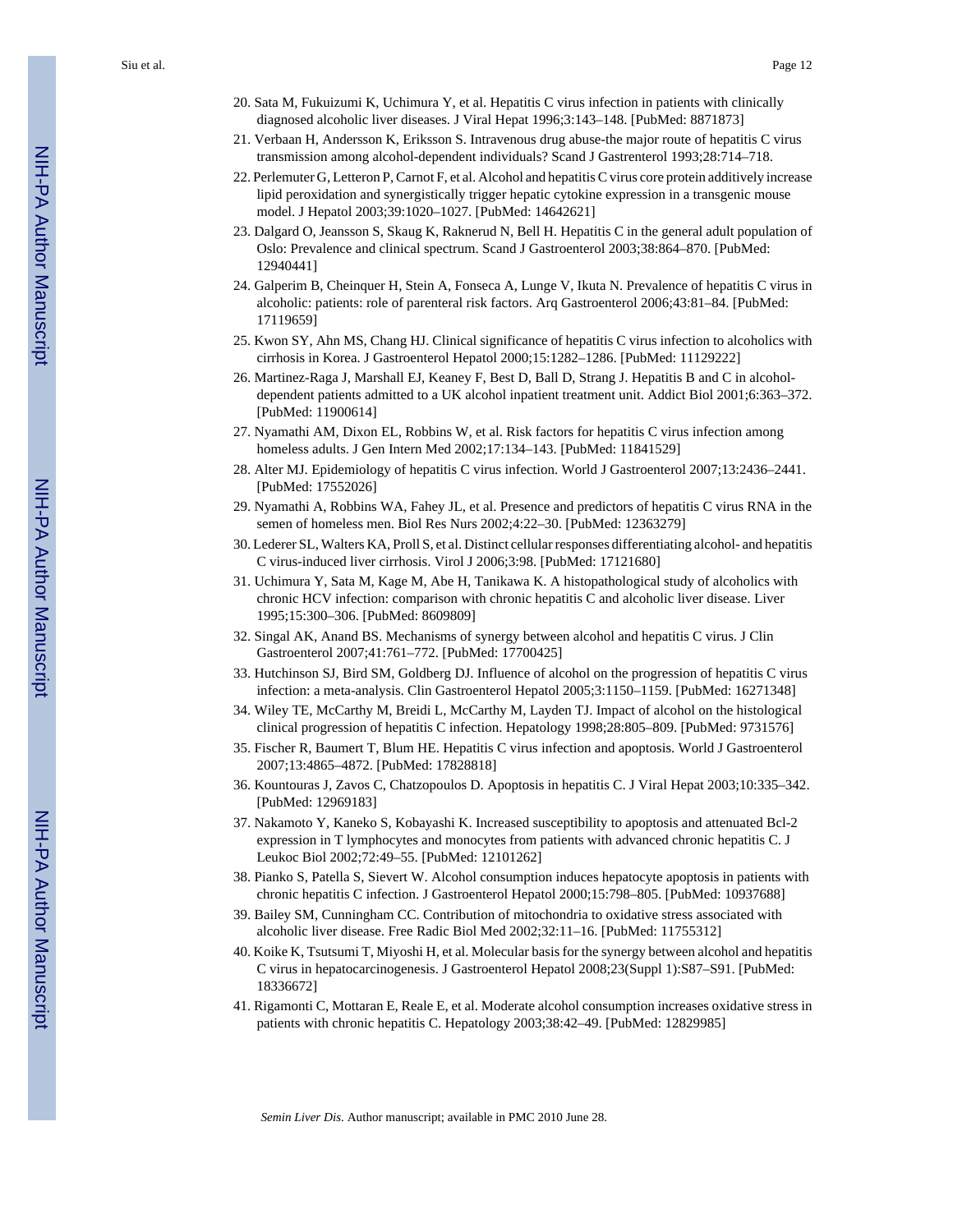20. Sata M, Fukuizumi K, Uchimura Y, et al. Hepatitis C virus infection in patients with clinically diagnosed alcoholic liver diseases. J Viral Hepat 1996;3:143–148. [PubMed: 8871873]
21. Verbaan H, Andersson K, Eriksson S. Intravenous drug abuse-the major route of hepatitis C virus transmission among alcohol-dependent individuals? Scand J Gastrenterol 1993;28:714–718.
22. Perlemuter G, Letteron P, Carnot F, et al. Alcohol and hepatitis C virus core protein additively increase lipid peroxidation and synergistically trigger hepatic cytokine expression in a transgenic mouse model. J Hepatol 2003;39:1020–1027. [PubMed: 14642621]
23. Dalgard O, Jeansson S, Skaug K, Raknerud N, Bell H. Hepatitis C in the general adult population of Oslo: Prevalence and clinical spectrum. Scand J Gastroenterol 2003;38:864–870. [PubMed: 12940441]
24. Galperim B, Cheinquer H, Stein A, Fonseca A, Lunge V, Ikuta N. Prevalence of hepatitis C virus in alcoholic: patients: role of parenteral risk factors. Arq Gastroenterol 2006;43:81–84. [PubMed: 17119659]
25. Kwon SY, Ahn MS, Chang HJ. Clinical significance of hepatitis C virus infection to alcoholics with cirrhosis in Korea. J Gastroenterol Hepatol 2000;15:1282–1286. [PubMed: 11129222]
26. Martinez-Raga J, Marshall EJ, Keaney F, Best D, Ball D, Strang J. Hepatitis B and C in alcohol-dependent patients admitted to a UK alcohol inpatient treatment unit. Addict Biol 2001;6:363–372. [PubMed: 11900614]
27. Nyamathi AM, Dixon EL, Robbins W, et al. Risk factors for hepatitis C virus infection among homeless adults. J Gen Intern Med 2002;17:134–143. [PubMed: 11841529]
28. Alter MJ. Epidemiology of hepatitis C virus infection. World J Gastroenterol 2007;13:2436–2441. [PubMed: 17552026]
29. Nyamathi A, Robbins WA, Fahey JL, et al. Presence and predictors of hepatitis C virus RNA in the semen of homeless men. Biol Res Nurs 2002;4:22–30. [PubMed: 12363279]
30. Lederer SL, Walters KA, Proll S, et al. Distinct cellular responses differentiating alcohol- and hepatitis C virus-induced liver cirrhosis. Virol J 2006;3:98. [PubMed: 17121680]
31. Uchimura Y, Sata M, Kage M, Abe H, Tanikawa K. A histopathological study of alcoholics with chronic HCV infection: comparison with chronic hepatitis C and alcoholic liver disease. Liver 1995;15:300–306. [PubMed: 8609809]
32. Singal AK, Anand BS. Mechanisms of synergy between alcohol and hepatitis C virus. J Clin Gastroenterol 2007;41:761–772. [PubMed: 17700425]
33. Hutchinson SJ, Bird SM, Goldberg DJ. Influence of alcohol on the progression of hepatitis C virus infection: a meta-analysis. Clin Gastroenterol Hepatol 2005;3:1150–1159. [PubMed: 16271348]
34. Wiley TE, McCarthy M, Breidi L, McCarthy M, Layden TJ. Impact of alcohol on the histological clinical progression of hepatitis C infection. Hepatology 1998;28:805–809. [PubMed: 9731576]
35. Fischer R, Baumert T, Blum HE. Hepatitis C virus infection and apoptosis. World J Gastroenterol 2007;13:4865–4872. [PubMed: 17828818]
36. Kountouras J, Zavos C, Chatzopoulos D. Apoptosis in hepatitis C. J Viral Hepat 2003;10:335–342. [PubMed: 12969183]
37. Nakamoto Y, Kaneko S, Kobayashi K. Increased susceptibility to apoptosis and attenuated Bcl-2 expression in T lymphocytes and monocytes from patients with advanced chronic hepatitis C. J Leukoc Biol 2002;72:49–55. [PubMed: 12101262]
38. Pianko S, Patella S, Sievert W. Alcohol consumption induces hepatocyte apoptosis in patients with chronic hepatitis C infection. J Gastroenterol Hepatol 2000;15:798–805. [PubMed: 10937688]
39. Bailey SM, Cunningham CC. Contribution of mitochondria to oxidative stress associated with alcoholic liver disease. Free Radic Biol Med 2002;32:11–16. [PubMed: 11755312]
40. Koike K, Tsutsumi T, Miyoshi H, et al. Molecular basis for the synergy between alcohol and hepatitis C virus in hepatocarcinogenesis. J Gastroenterol Hepatol 2008;23(Suppl 1):S87–S91. [PubMed: 18336672]
41. Rigamonti C, Mottaran E, Reale E, et al. Moderate alcohol consumption increases oxidative stress in patients with chronic hepatitis C. Hepatology 2003;38:42–49. [PubMed: 12829985]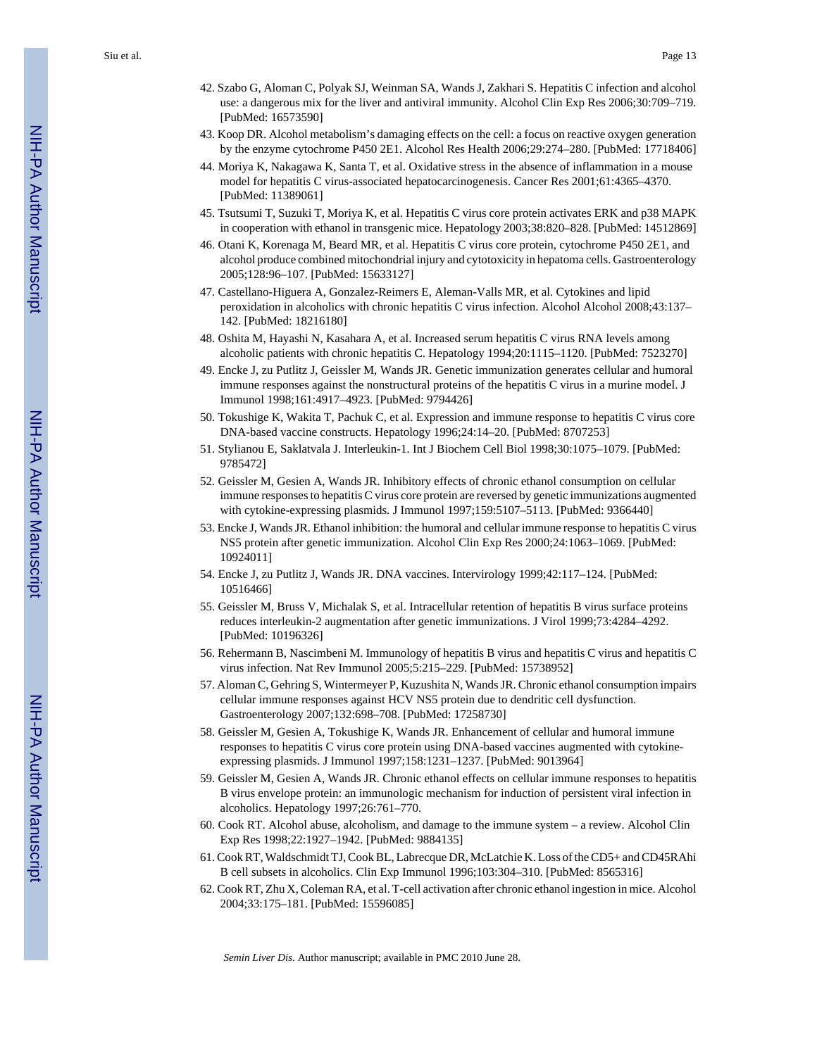42. Szabo G, Aloman C, Polyak SJ, Weinman SA, Wands J, Zakhari S. Hepatitis C infection and alcohol use: a dangerous mix for the liver and antiviral immunity. Alcohol Clin Exp Res 2006;30:709–719. [PubMed: 16573590]
43. Koop DR. Alcohol metabolism's damaging effects on the cell: a focus on reactive oxygen generation by the enzyme cytochrome P450 2E1. Alcohol Res Health 2006;29:274–280. [PubMed: 17718406]
44. Moriya K, Nakagawa K, Santa T, et al. Oxidative stress in the absence of inflammation in a mouse model for hepatitis C virus-associated hepatocarcinogenesis. Cancer Res 2001;61:4365–4370. [PubMed: 11389061]
45. Tsutsumi T, Suzuki T, Moriya K, et al. Hepatitis C virus core protein activates ERK and p38 MAPK in cooperation with ethanol in transgenic mice. Hepatology 2003;38:820–828. [PubMed: 14512869]
46. Otani K, Korenaga M, Beard MR, et al. Hepatitis C virus core protein, cytochrome P450 2E1, and alcohol produce combined mitochondrial injury and cytotoxicity in hepatoma cells. Gastroenterology 2005;128:96–107. [PubMed: 15633127]
47. Castellano-Higuera A, Gonzalez-Reimers E, Aleman-Valls MR, et al. Cytokines and lipid peroxidation in alcoholics with chronic hepatitis C virus infection. Alcohol Alcohol 2008;43:137–142. [PubMed: 18216180]
48. Oshita M, Hayashi N, Kasahara A, et al. Increased serum hepatitis C virus RNA levels among alcoholic patients with chronic hepatitis C. Hepatology 1994;20:1115–1120. [PubMed: 7523270]
49. Encke J, zu Putlitz J, Geissler M, Wands JR. Genetic immunization generates cellular and humoral immune responses against the nonstructural proteins of the hepatitis C virus in a murine model. J Immunol 1998;161:4917–4923. [PubMed: 9794426]
50. Tokushige K, Wakita T, Pachuk C, et al. Expression and immune response to hepatitis C virus core DNA-based vaccine constructs. Hepatology 1996;24:14–20. [PubMed: 8707253]
51. Stylianou E, Saklatvala J. Interleukin-1. Int J Biochem Cell Biol 1998;30:1075–1079. [PubMed: 9785472]
52. Geissler M, Gesien A, Wands JR. Inhibitory effects of chronic ethanol consumption on cellular immune responses to hepatitis C virus core protein are reversed by genetic immunizations augmented with cytokine-expressing plasmids. J Immunol 1997;159:5107–5113. [PubMed: 9366440]
53. Encke J, Wands JR. Ethanol inhibition: the humoral and cellular immune response to hepatitis C virus NS5 protein after genetic immunization. Alcohol Clin Exp Res 2000;24:1063–1069. [PubMed: 10924011]
54. Encke J, zu Putlitz J, Wands JR. DNA vaccines. Intervirology 1999;42:117–124. [PubMed: 10516466]
55. Geissler M, Bruss V, Michalak S, et al. Intracellular retention of hepatitis B virus surface proteins reduces interleukin-2 augmentation after genetic immunizations. J Virol 1999;73:4284–4292. [PubMed: 10196326]
56. Rehermann B, Nascimbeni M. Immunology of hepatitis B virus and hepatitis C virus and hepatitis C virus infection. Nat Rev Immunol 2005;5:215–229. [PubMed: 15738952]
57. Aloman C, Gehring S, Wintermeyer P, Kuzushita N, Wands JR. Chronic ethanol consumption impairs cellular immune responses against HCV NS5 protein due to dendritic cell dysfunction. Gastroenterology 2007;132:698–708. [PubMed: 17258730]
58. Geissler M, Gesien A, Tokushige K, Wands JR. Enhancement of cellular and humoral immune responses to hepatitis C virus core protein using DNA-based vaccines augmented with cytokine-expressing plasmids. J Immunol 1997;158:1231–1237. [PubMed: 9013964]
59. Geissler M, Gesien A, Wands JR. Chronic ethanol effects on cellular immune responses to hepatitis B virus envelope protein: an immunologic mechanism for induction of persistent viral infection in alcoholics. Hepatology 1997;26:761–770.
60. Cook RT. Alcohol abuse, alcoholism, and damage to the immune system – a review. Alcohol Clin Exp Res 1998;22:1927–1942. [PubMed: 9884135]
61. Cook RT, Waldschmidt TJ, Cook BL, Labrecque DR, McLatchie K. Loss of the CD5+ and CD45RAhi B cell subsets in alcoholics. Clin Exp Immunol 1996;103:304–310. [PubMed: 8565316]
62. Cook RT, Zhu X, Coleman RA, et al. T-cell activation after chronic ethanol ingestion in mice. Alcohol 2004;33:175–181. [PubMed: 15596085]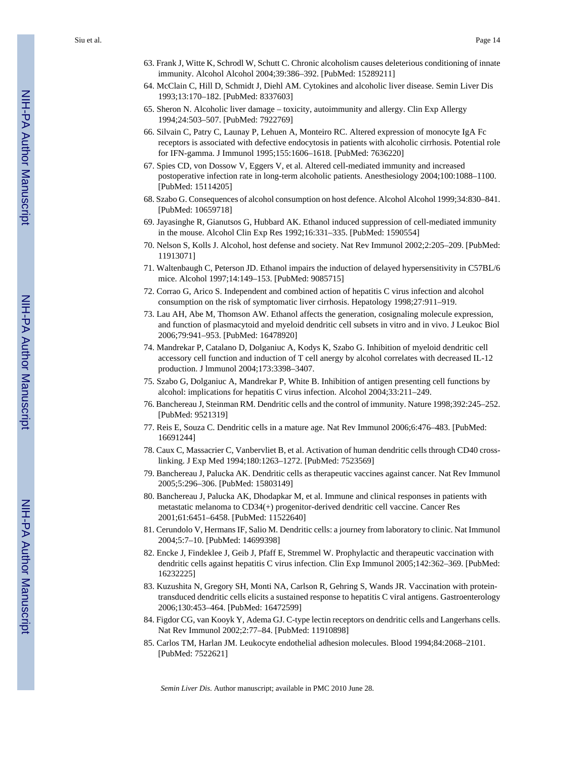63. Frank J, Witte K, Schrodl W, Schutt C. Chronic alcoholism causes deleterious conditioning of innate immunity. Alcohol Alcohol 2004;39:386–392. [PubMed: 15289211]
64. McClain C, Hill D, Schmidt J, Diehl AM. Cytokines and alcoholic liver disease. Semin Liver Dis 1993;13:170–182. [PubMed: 8337603]
65. Sheron N. Alcoholic liver damage – toxicity, autoimmunity and allergy. Clin Exp Allergy 1994;24:503–507. [PubMed: 7922769]
66. Silvain C, Patry C, Launay P, Lehuen A, Monteiro RC. Altered expression of monocyte IgA Fc receptors is associated with defective endocytosis in patients with alcoholic cirrhosis. Potential role for IFN-gamma. J Immunol 1995;155:1606–1618. [PubMed: 7636220]
67. Spies CD, von Dossow V, Eggers V, et al. Altered cell-mediated immunity and increased postoperative infection rate in long-term alcoholic patients. Anesthesiology 2004;100:1088–1100. [PubMed: 15114205]
68. Szabo G. Consequences of alcohol consumption on host defence. Alcohol Alcohol 1999;34:830–841. [PubMed: 10659718]
69. Jayasinghe R, Gianutsos G, Hubbard AK. Ethanol induced suppression of cell-mediated immunity in the mouse. Alcohol Clin Exp Res 1992;16:331–335. [PubMed: 1590554]
70. Nelson S, Kolls J. Alcohol, host defense and society. Nat Rev Immunol 2002;2:205–209. [PubMed: 11913071]
71. Waltenbaugh C, Peterson JD. Ethanol impairs the induction of delayed hypersensitivity in C57BL/6 mice. Alcohol 1997;14:149–153. [PubMed: 9085715]
72. Corrao G, Arico S. Independent and combined action of hepatitis C virus infection and alcohol consumption on the risk of symptomatic liver cirrhosis. Hepatology 1998;27:911–919.
73. Lau AH, Abe M, Thomson AW. Ethanol affects the generation, cosignaling molecule expression, and function of plasmacytoid and myeloid dendritic cell subsets in vitro and in vivo. J Leukoc Biol 2006;79:941–953. [PubMed: 16478920]
74. Mandrekar P, Catalano D, Dolganiuc A, Kodys K, Szabo G. Inhibition of myeloid dendritic cell accessory cell function and induction of T cell anergy by alcohol correlates with decreased IL-12 production. J lmmunol 2004;173:3398–3407.
75. Szabo G, Dolganiuc A, Mandrekar P, White B. Inhibition of antigen presenting cell functions by alcohol: implications for hepatitis C virus infection. Alcohol 2004;33:211–249.
76. Banchereau J, Steinman RM. Dendritic cells and the control of immunity. Nature 1998;392:245–252. [PubMed: 9521319]
77. Reis E, Souza C. Dendritic cells in a mature age. Nat Rev Immunol 2006;6:476–483. [PubMed: 16691244]
78. Caux C, Massacrier C, Vanbervliet B, et al. Activation of human dendritic cells through CD40 cross-linking. J Exp Med 1994;180:1263–1272. [PubMed: 7523569]
79. Banchereau J, Palucka AK. Dendritic cells as therapeutic vaccines against cancer. Nat Rev Immunol 2005;5:296–306. [PubMed: 15803149]
80. Banchereau J, Palucka AK, Dhodapkar M, et al. Immune and clinical responses in patients with metastatic melanoma to CD34(+) progenitor-derived dendritic cell vaccine. Cancer Res 2001;61:6451–6458. [PubMed: 11522640]
81. Cerundolo V, Hermans IF, Salio M. Dendritic cells: a journey from laboratory to clinic. Nat Immunol 2004;5:7–10. [PubMed: 14699398]
82. Encke J, Findeklee J, Geib J, Pfaff E, Stremmel W. Prophylactic and therapeutic vaccination with dendritic cells against hepatitis C virus infection. Clin Exp Immunol 2005;142:362–369. [PubMed: 16232225]
83. Kuzushita N, Gregory SH, Monti NA, Carlson R, Gehring S, Wands JR. Vaccination with protein-transduced dendritic cells elicits a sustained response to hepatitis C viral antigens. Gastroenterology 2006;130:453–464. [PubMed: 16472599]
84. Figdor CG, van Kooyk Y, Adema GJ. C-type lectin receptors on dendritic cells and Langerhans cells. Nat Rev Immunol 2002;2:77–84. [PubMed: 11910898]
85. Carlos TM, Harlan JM. Leukocyte endothelial adhesion molecules. Blood 1994;84:2068–2101. [PubMed: 7522621]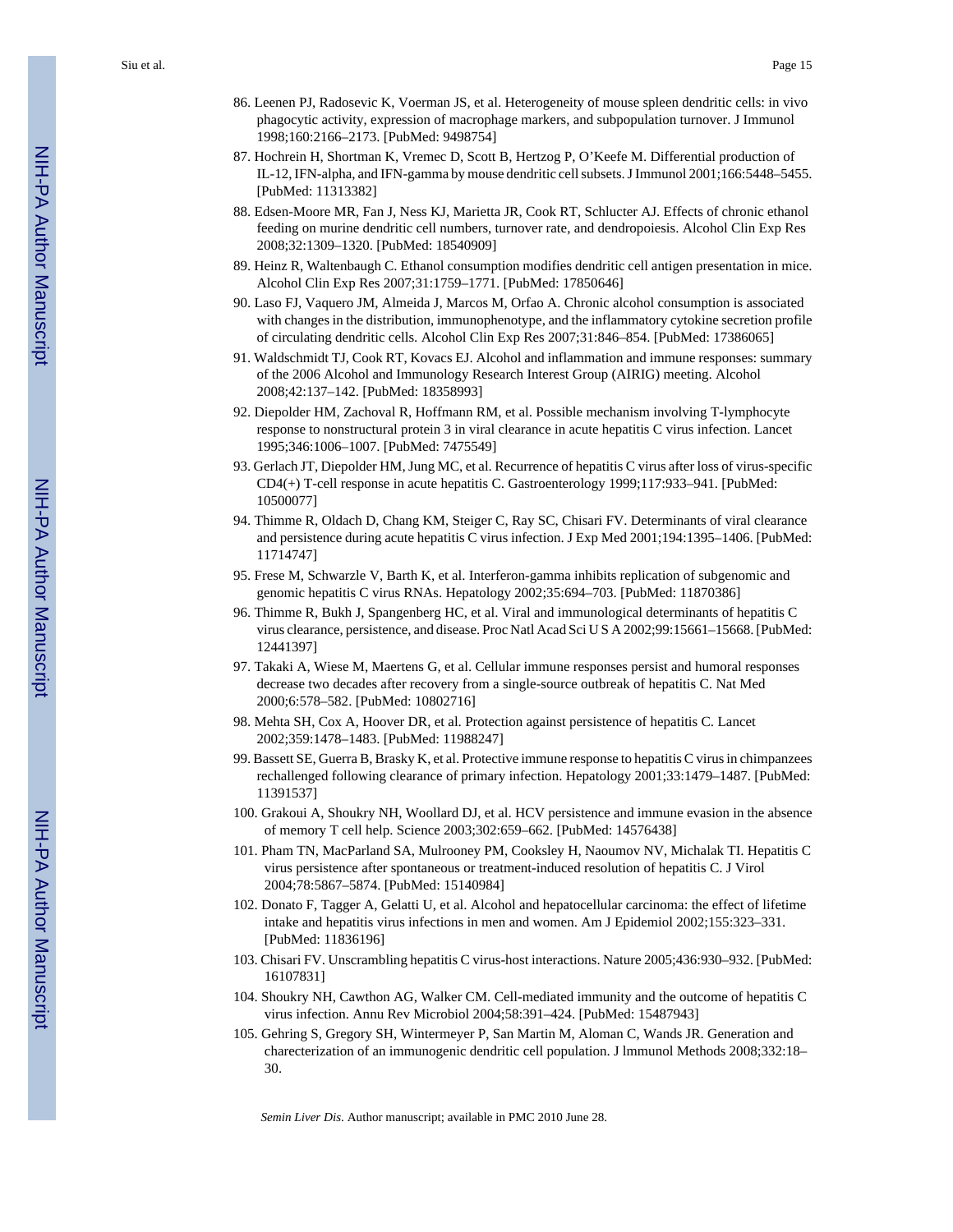86. Leenen PJ, Radosevic K, Voerman JS, et al. Heterogeneity of mouse spleen dendritic cells: in vivo phagocytic activity, expression of macrophage markers, and subpopulation turnover. J Immunol 1998;160:2166–2173. [PubMed: 9498754]
87. Hochrein H, Shortman K, Vremec D, Scott B, Hertzog P, O'Keefe M. Differential production of IL-12, IFN-alpha, and IFN-gamma by mouse dendritic cell subsets. J Immunol 2001;166:5448–5455. [PubMed: 11313382]
88. Edsen-Moore MR, Fan J, Ness KJ, Marietta JR, Cook RT, Schlucter AJ. Effects of chronic ethanol feeding on murine dendritic cell numbers, turnover rate, and dendropoiesis. Alcohol Clin Exp Res 2008;32:1309–1320. [PubMed: 18540909]
89. Heinz R, Waltenbaugh C. Ethanol consumption modifies dendritic cell antigen presentation in mice. Alcohol Clin Exp Res 2007;31:1759–1771. [PubMed: 17850646]
90. Laso FJ, Vaquero JM, Almeida J, Marcos M, Orfao A. Chronic alcohol consumption is associated with changes in the distribution, immunophenotype, and the inflammatory cytokine secretion profile of circulating dendritic cells. Alcohol Clin Exp Res 2007;31:846–854. [PubMed: 17386065]
91. Waldschmidt TJ, Cook RT, Kovacs EJ. Alcohol and inflammation and immune responses: summary of the 2006 Alcohol and Immunology Research Interest Group (AIRIG) meeting. Alcohol 2008;42:137–142. [PubMed: 18358993]
92. Diepolder HM, Zachoval R, Hoffmann RM, et al. Possible mechanism involving T-lymphocyte response to nonstructural protein 3 in viral clearance in acute hepatitis C virus infection. Lancet 1995;346:1006–1007. [PubMed: 7475549]
93. Gerlach JT, Diepolder HM, Jung MC, et al. Recurrence of hepatitis C virus after loss of virus-specific CD4(+) T-cell response in acute hepatitis C. Gastroenterology 1999;117:933–941. [PubMed: 10500077]
94. Thimme R, Oldach D, Chang KM, Steiger C, Ray SC, Chisari FV. Determinants of viral clearance and persistence during acute hepatitis C virus infection. J Exp Med 2001;194:1395–1406. [PubMed: 11714747]
95. Frese M, Schwarzle V, Barth K, et al. Interferon-gamma inhibits replication of subgenomic and genomic hepatitis C virus RNAs. Hepatology 2002;35:694–703. [PubMed: 11870386]
96. Thimme R, Bukh J, Spangenberg HC, et al. Viral and immunological determinants of hepatitis C virus clearance, persistence, and disease. Proc Natl Acad Sci U S A 2002;99:15661–15668. [PubMed: 12441397]
97. Takaki A, Wiese M, Maertens G, et al. Cellular immune responses persist and humoral responses decrease two decades after recovery from a single-source outbreak of hepatitis C. Nat Med 2000;6:578–582. [PubMed: 10802716]
98. Mehta SH, Cox A, Hoover DR, et al. Protection against persistence of hepatitis C. Lancet 2002;359:1478–1483. [PubMed: 11988247]
99. Bassett SE, Guerra B, Brasky K, et al. Protective immune response to hepatitis C virus in chimpanzees rechallenged following clearance of primary infection. Hepatology 2001;33:1479–1487. [PubMed: 11391537]
100. Grakoui A, Shoukry NH, Woollard DJ, et al. HCV persistence and immune evasion in the absence of memory T cell help. Science 2003;302:659–662. [PubMed: 14576438]
101. Pham TN, MacParland SA, Mulrooney PM, Cooksley H, Naoumov NV, Michalak TI. Hepatitis C virus persistence after spontaneous or treatment-induced resolution of hepatitis C. J Virol 2004;78:5867–5874. [PubMed: 15140984]
102. Donato F, Tagger A, Gelatti U, et al. Alcohol and hepatocellular carcinoma: the effect of lifetime intake and hepatitis virus infections in men and women. Am J Epidemiol 2002;155:323–331. [PubMed: 11836196]
103. Chisari FV. Unscrambling hepatitis C virus-host interactions. Nature 2005;436:930–932. [PubMed: 16107831]
104. Shoukry NH, Cawthon AG, Walker CM. Cell-mediated immunity and the outcome of hepatitis C virus infection. Annu Rev Microbiol 2004;58:391–424. [PubMed: 15487943]
105. Gehring S, Gregory SH, Wintermeyer P, San Martin M, Aloman C, Wands JR. Generation and charecterization of an immunogenic dendritic cell population. J lmmunol Methods 2008;332:18–30.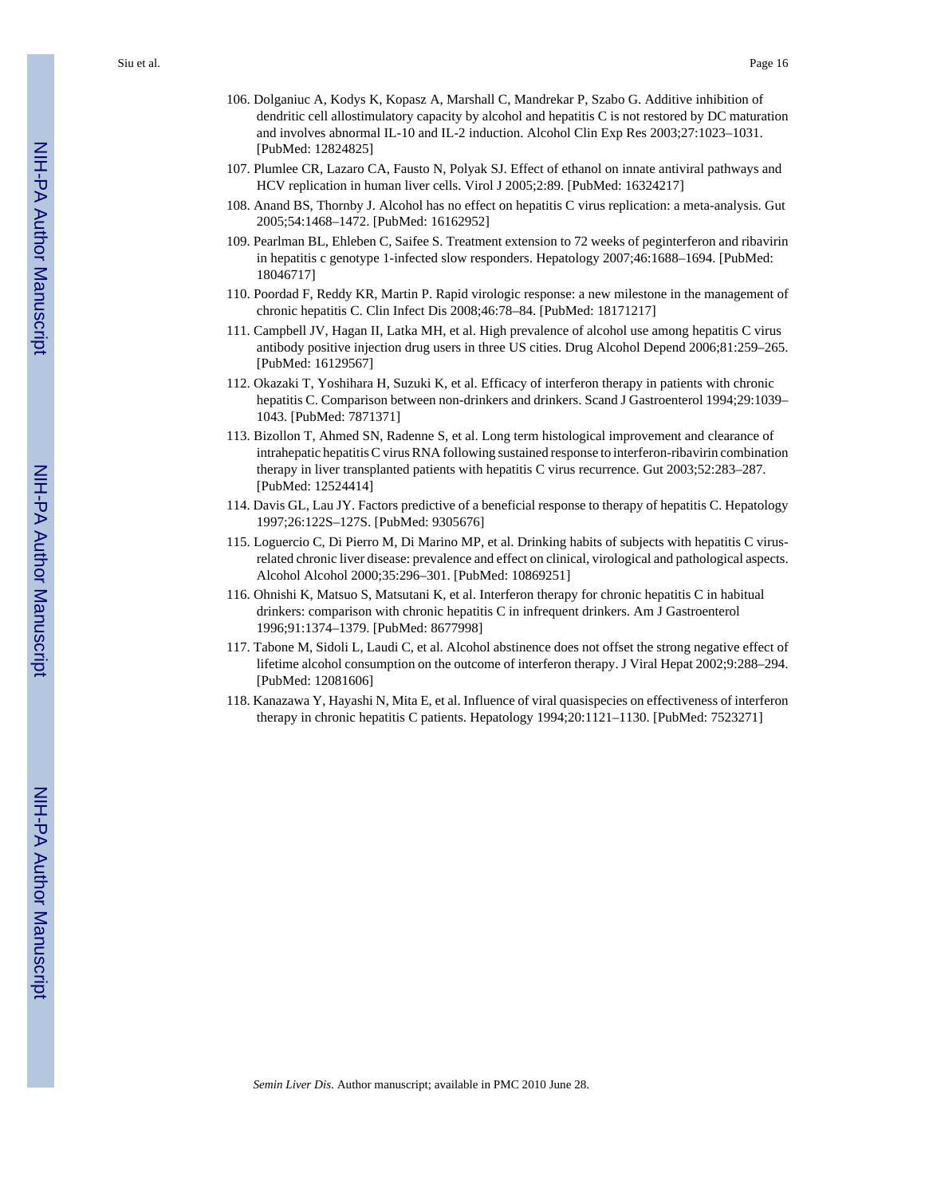106. Dolganiuc A, Kodys K, Kopasz A, Marshall C, Mandrekar P, Szabo G. Additive inhibition of dendritic cell allostimulatory capacity by alcohol and hepatitis C is not restored by DC maturation and involves abnormal IL-10 and IL-2 induction. Alcohol Clin Exp Res 2003;27:1023–1031. [PubMed: 12824825]
107. Plumlee CR, Lazaro CA, Fausto N, Polyak SJ. Effect of ethanol on innate antiviral pathways and HCV replication in human liver cells. Virol J 2005;2:89. [PubMed: 16324217]
108. Anand BS, Thornby J. Alcohol has no effect on hepatitis C virus replication: a meta-analysis. Gut 2005;54:1468–1472. [PubMed: 16162952]
109. Pearlman BL, Ehleben C, Saifee S. Treatment extension to 72 weeks of peginterferon and ribavirin in hepatitis c genotype 1-infected slow responders. Hepatology 2007;46:1688–1694. [PubMed: 18046717]
110. Poordad F, Reddy KR, Martin P. Rapid virologic response: a new milestone in the management of chronic hepatitis C. Clin Infect Dis 2008;46:78–84. [PubMed: 18171217]
111. Campbell JV, Hagan II, Latka MH, et al. High prevalence of alcohol use among hepatitis C virus antibody positive injection drug users in three US cities. Drug Alcohol Depend 2006;81:259–265. [PubMed: 16129567]
112. Okazaki T, Yoshihara H, Suzuki K, et al. Efficacy of interferon therapy in patients with chronic hepatitis C. Comparison between non-drinkers and drinkers. Scand J Gastroenterol 1994;29:1039–1043. [PubMed: 7871371]
113. Bizollon T, Ahmed SN, Radenne S, et al. Long term histological improvement and clearance of intrahepatic hepatitis C virus RNA following sustained response to interferon-ribavirin combination therapy in liver transplanted patients with hepatitis C virus recurrence. Gut 2003;52:283–287. [PubMed: 12524414]
114. Davis GL, Lau JY. Factors predictive of a beneficial response to therapy of hepatitis C. Hepatology 1997;26:122S–127S. [PubMed: 9305676]
115. Loguercio C, Di Pierro M, Di Marino MP, et al. Drinking habits of subjects with hepatitis C virus-related chronic liver disease: prevalence and effect on clinical, virological and pathological aspects. Alcohol Alcohol 2000;35:296–301. [PubMed: 10869251]
116. Ohnishi K, Matsuo S, Matsutani K, et al. Interferon therapy for chronic hepatitis C in habitual drinkers: comparison with chronic hepatitis C in infrequent drinkers. Am J Gastroenterol 1996;91:1374–1379. [PubMed: 8677998]
117. Tabone M, Sidoli L, Laudi C, et al. Alcohol abstinence does not offset the strong negative effect of lifetime alcohol consumption on the outcome of interferon therapy. J Viral Hepat 2002;9:288–294. [PubMed: 12081606]
118. Kanazawa Y, Hayashi N, Mita E, et al. Influence of viral quasispecies on effectiveness of interferon therapy in chronic hepatitis C patients. Hepatology 1994;20:1121–1130. [PubMed: 7523271]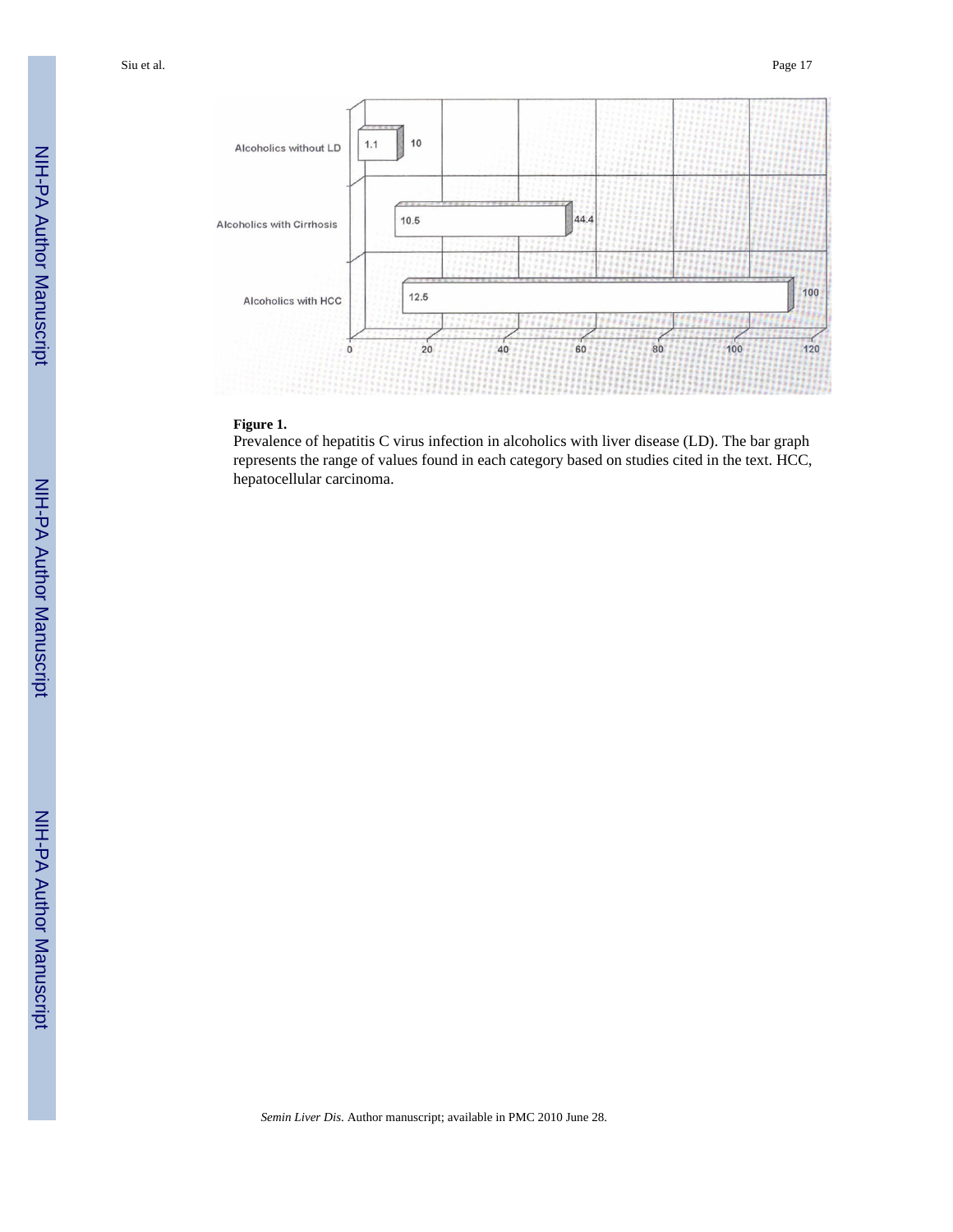**Figure 1.**

Prevalence of hepatitis C virus infection in alcoholics with liver disease (LD). The bar graph represents the range of values found in each category based on studies cited in the text. HCC, hepatocellular carcinoma.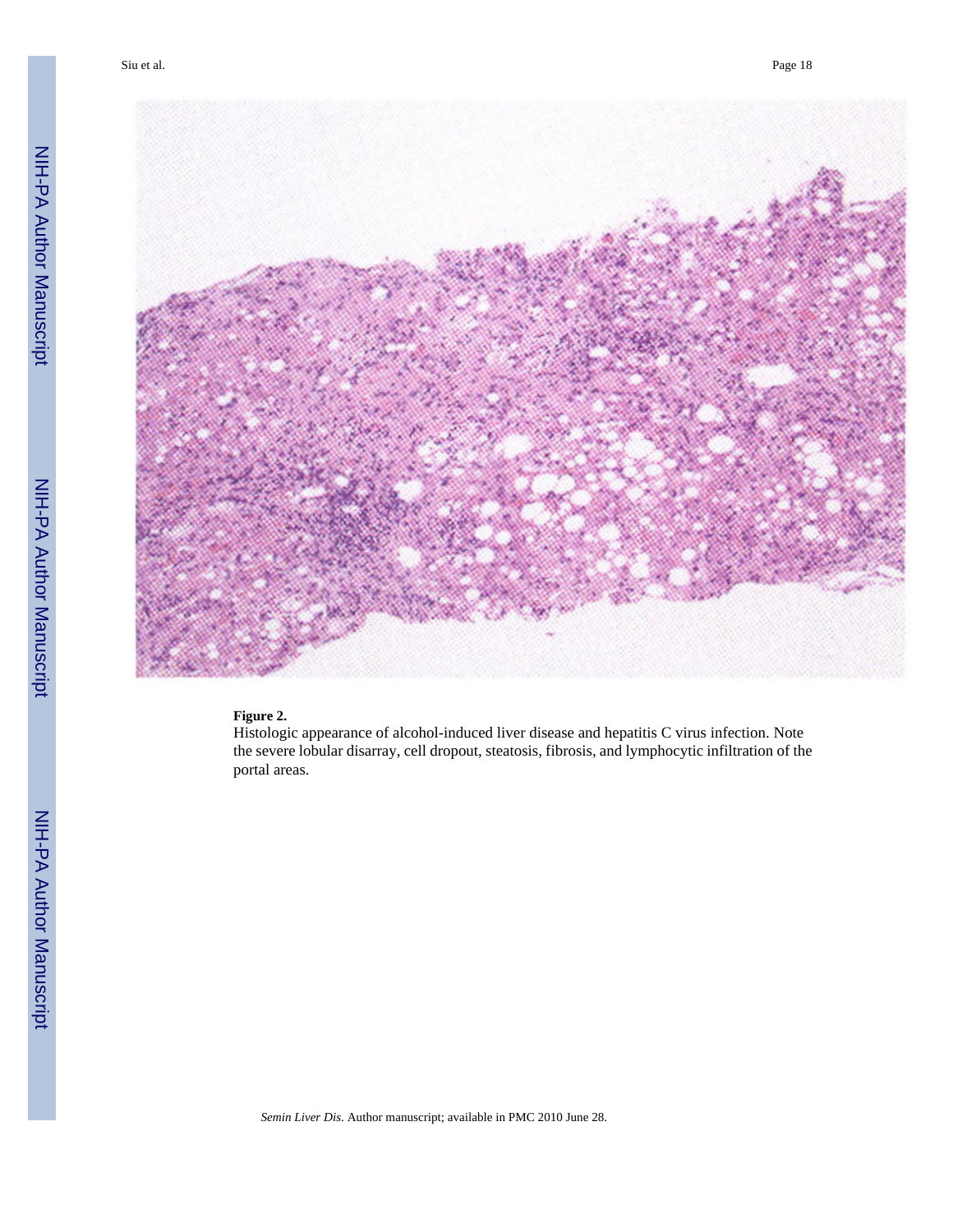**Figure 2.**

Histologic appearance of alcohol-induced liver disease and hepatitis C virus infection. Note the severe lobular disarray, cell dropout, steatosis, fibrosis, and lymphocytic infiltration of the portal areas.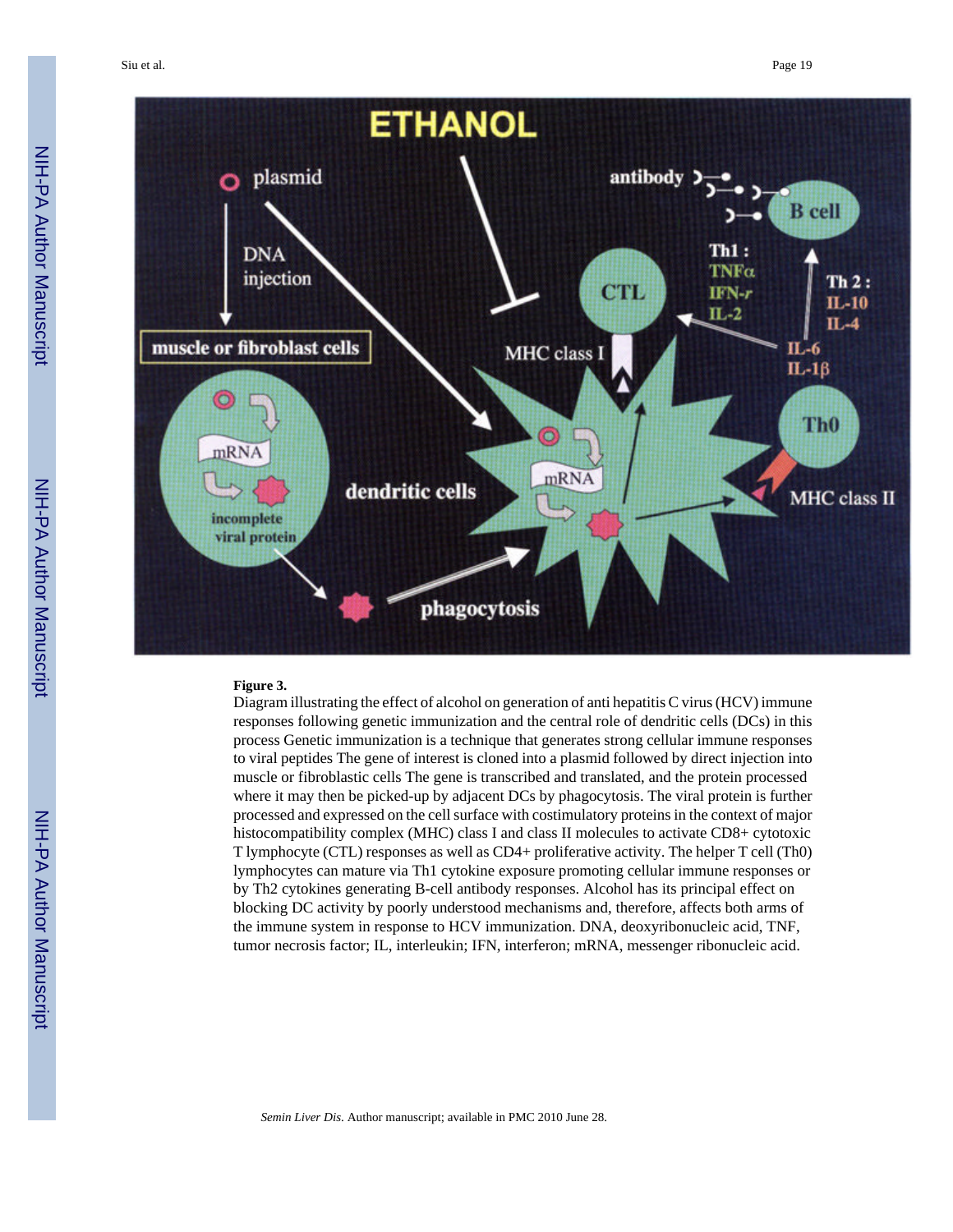ETHANOL

plasmid

DNA injection

muscle or fibroblast cells

mRNA

incomplete viral protein

dendritic cells

mRNA

phagocytosis

MHC class I

CTL

antibody

B cell

Th1 :
TNFα
IFN-r
IL-2

Th 2 :
IL-10
IL-4

IL-6
IL-1β

Th0

MHC class II

**Figure 3.**

Diagram illustrating the effect of alcohol on generation of anti hepatitis C virus (HCV) immune responses following genetic immunization and the central role of dendritic cells (DCs) in this process Genetic immunization is a technique that generates strong cellular immune responses to viral peptides The gene of interest is cloned into a plasmid followed by direct injection into muscle or fibroblastic cells The gene is transcribed and translated, and the protein processed where it may then be picked-up by adjacent DCs by phagocytosis. The viral protein is further processed and expressed on the cell surface with costimulatory proteins in the context of major histocompatibility complex (MHC) class I and class II molecules to activate CD8+ cytotoxic T lymphocyte (CTL) responses as well as CD4+ proliferative activity. The helper T cell (Th0) lymphocytes can mature via Th1 cytokine exposure promoting cellular immune responses or by Th2 cytokines generating B-cell antibody responses. Alcohol has its principal effect on blocking DC activity by poorly understood mechanisms and, therefore, affects both arms of the immune system in response to HCV immunization. DNA, deoxyribonucleic acid, TNF, tumor necrosis factor; IL, interleukin; IFN, interferon; mRNA, messenger ribonucleic acid.